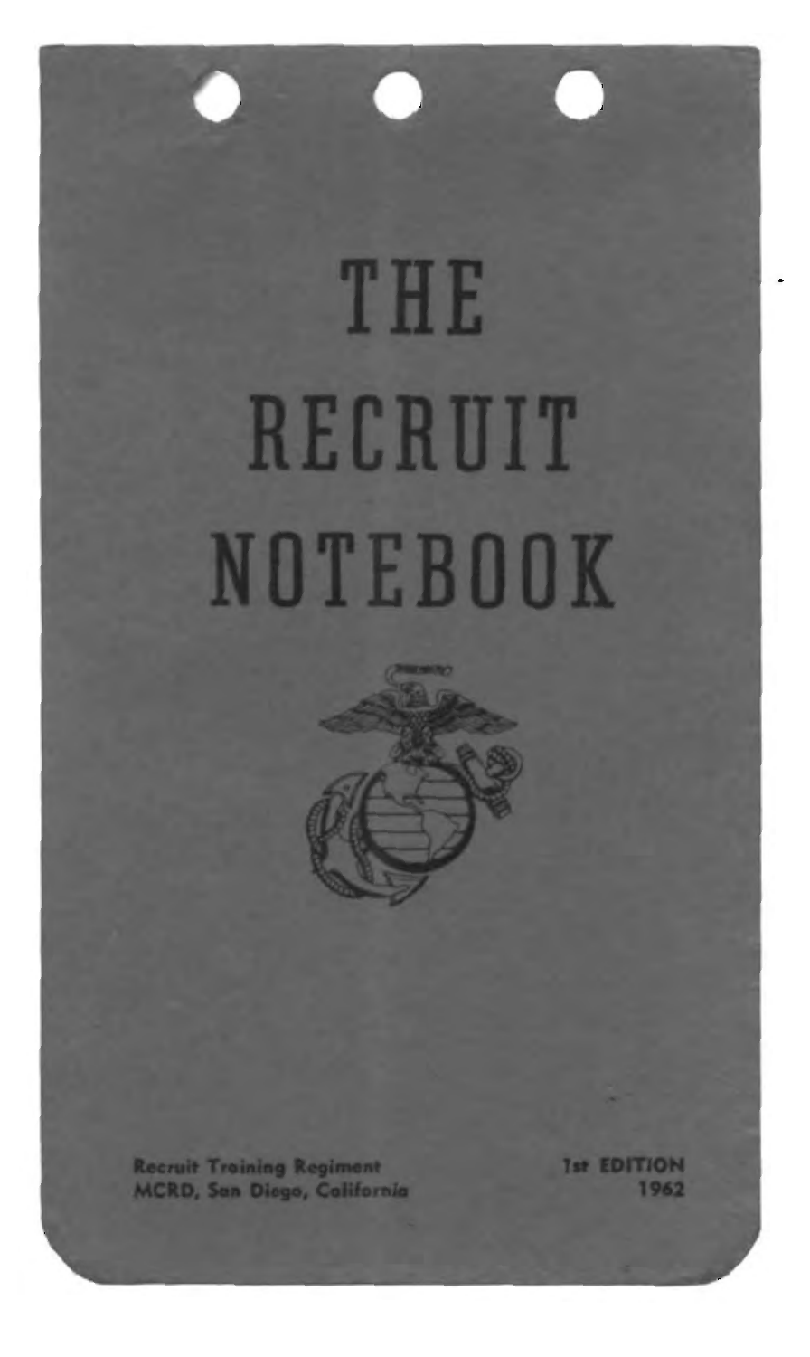# THE RECRUIT NOTEBOOK

Recruit Training Regiment
MCRD, San Diego, California

1st EDITION
1962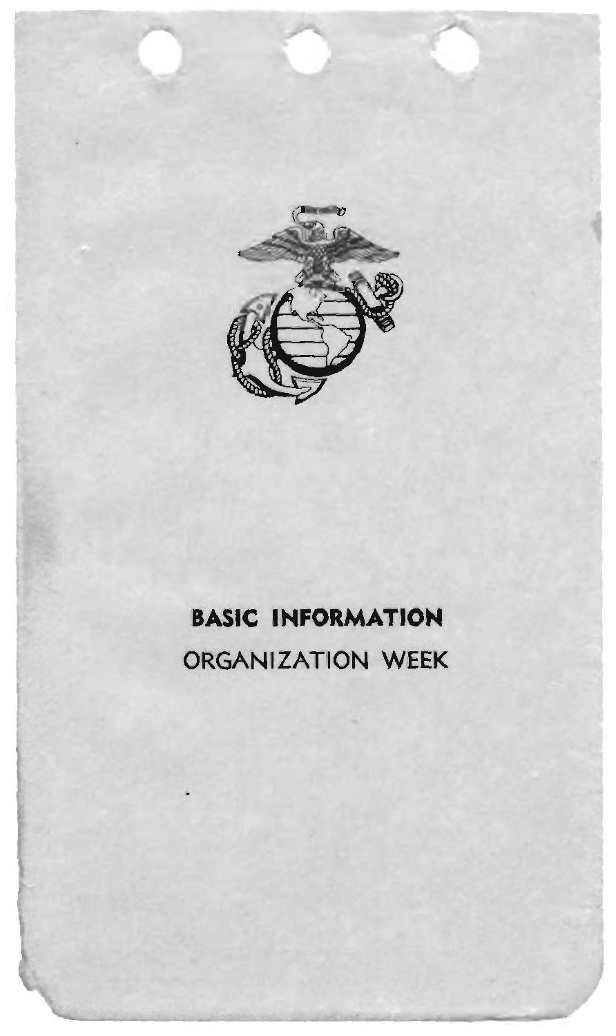**BASIC INFORMATION**

ORGANIZATION WEEK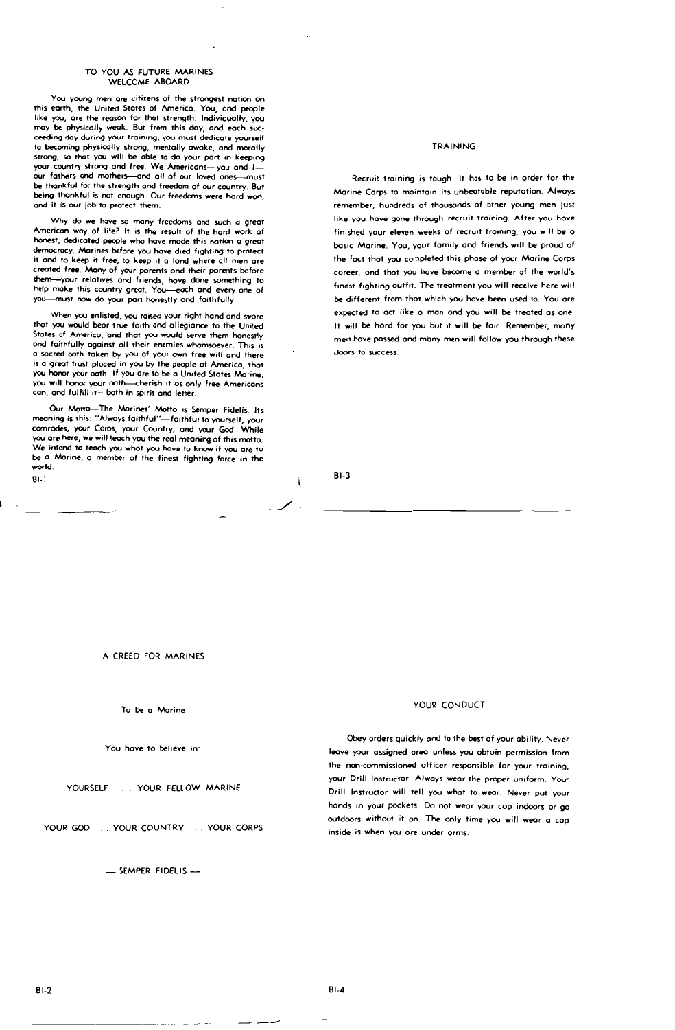## TO YOU AS FUTURE MARINES
## WELCOME ABOARD

You young men are citizens of the strongest nation on this earth, the United States of America. You, and people like you, are the reason for that strength. Individually, you may be physically weak. But from this day, and each succeeding day during your training, you must dedicate yourself to becoming physically strong, mentally awake, and morally strong, so that you will be able to do your part in keeping your country strong and free. We Americans—you and I—our fathers and mothers—and all of our loved ones—must be thankful for the strength and freedom of our country. But being thankful is not enough. Our freedoms were hard won, and it is our job to protect them.

Why do we have so many freedoms and such a great American way of life? It is the result of the hard work of honest, dedicated people who have made this nation a great democracy. Marines before you have died fighting to protect it and to keep it free, to keep it a land where all men are created free. Many of your parents and their parents before them—your relatives and friends, have done something to help make this country great. You—each and every one of you—must now do your part honestly and faithfully.

When you enlisted, you raised your right hand and swore that you would bear true faith and allegiance to the United States of America, and that you would serve them honestly and faithfully against all their enemies whomsoever. This is a sacred oath taken by you of your own free will and there is a great trust placed in you by the people of America, that you honor your oath. If you are to be a United States Marine, you will honor your oath—cherish it as only free Americans can, and fulfill it—both in spirit and letter.

Our Motto—The Marines' Motto is Semper Fidelis. Its meaning is this: "Always faithful"—faithful to yourself, your comrades, your Corps, your Country, and your God. While you are here, we will teach you the real meaning of this motto. We intend to teach you what you have to know if you are to be a Marine, a member of the finest fighting force in the world.

## A CREED FOR MARINES

To be a Marine

You have to believe in:

YOURSELF . . . YOUR FELLOW MARINE

YOUR GOD . . . YOUR COUNTRY . . . YOUR CORPS

— SEMPER FIDELIS —

## TRAINING

Recruit training is tough. It has to be in order for the Marine Corps to maintain its unbeatable reputation. Always remember, hundreds of thousands of other young men just like you have gone through recruit training. After you have finished your eleven weeks of recruit training, you will be a basic Marine. You, your family and friends will be proud of the fact that you completed this phase of your Marine Corps career, and that you have become a member of the world's finest fighting outfit. The treatment you will receive here will be different from that which you have been used to. You are expected to act like a man and you will be treated as one. It will be hard for you but it will be fair. Remember, many men have passed and many men will follow you through these doors to success.

## YOUR CONDUCT

Obey orders quickly and to the best of your ability. Never leave your assigned area unless you obtain permission from the non-commissioned officer responsible for your training, your Drill Instructor. Always wear the proper uniform. Your Drill Instructor will tell you what to wear. Never put your hands in your pockets. Do not wear your cap indoors or go outdoors without it on. The only time you will wear a cap inside is when you are under arms.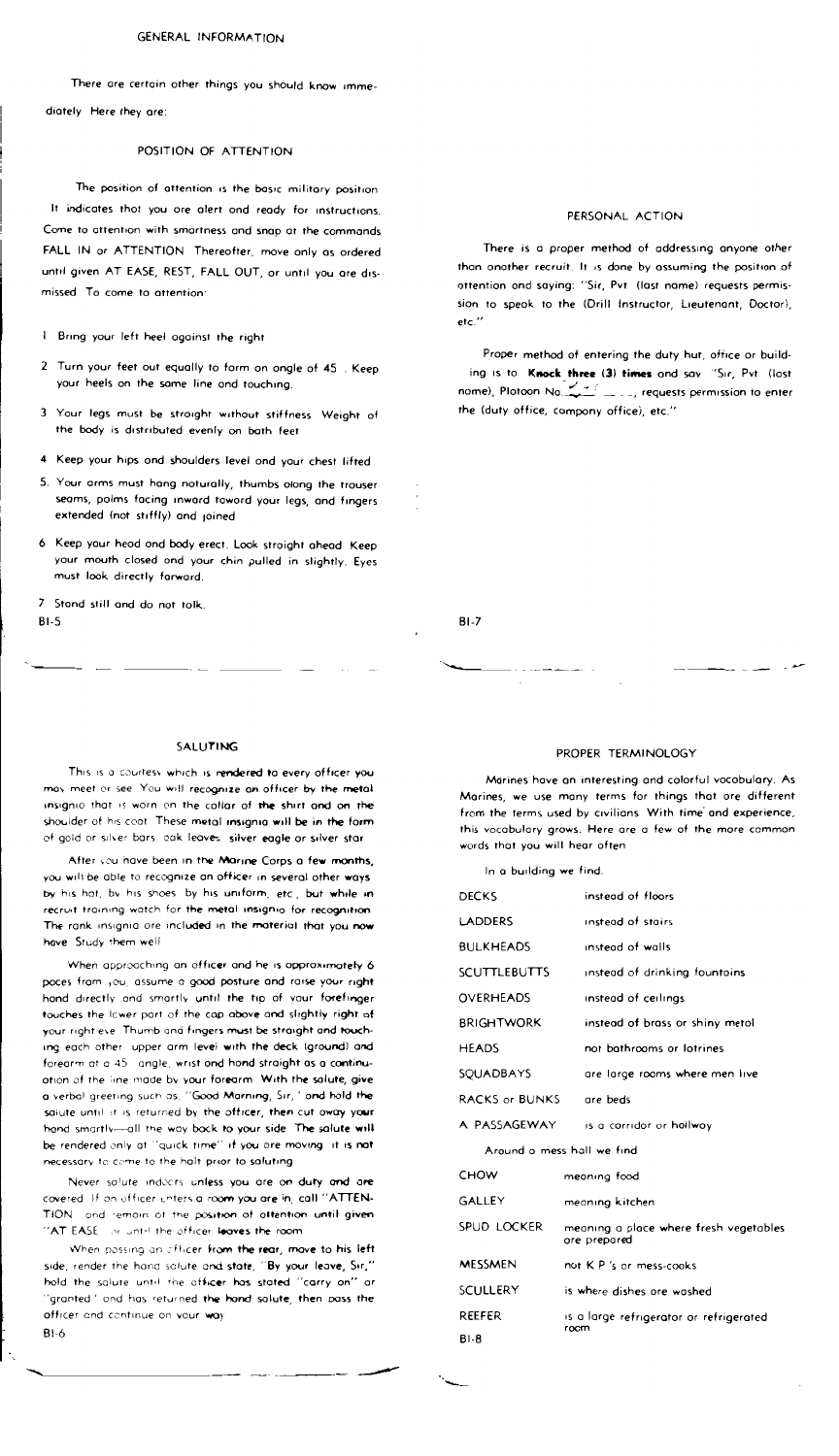## GENERAL INFORMATION

There are certain other things you should know immediately. Here they are:

### POSITION OF ATTENTION

The position of attention is the basic military position. It indicates that you are alert and ready for instructions. Come to attention with smartness and snap at the commands FALL IN or ATTENTION. Thereafter, move only as ordered until given AT EASE, REST, FALL OUT, or until you are dismissed. To come to attention:

1. Bring your left heel against the right.
2. Turn your feet out equally to form an angle of 45°. Keep your heels on the same line and touching.
3. Your legs must be straight without stiffness. Weight of the body is distributed evenly on both feet.
4. Keep your hips and shoulders level and your chest lifted.
5. Your arms must hang naturally, thumbs along the trouser seams, palms facing inward toward your legs, and fingers extended (not stiffly) and joined.
6. Keep your head and body erect. Look straight ahead. Keep your mouth closed and your chin pulled in slightly. Eyes must look directly forward.
7. Stand still and do not talk.

### PERSONAL ACTION

There is a proper method of addressing anyone other than another recruit. It is done by assuming the position of attention and saying: "Sir, Pvt (last name) requests permission to speak to the (Drill Instructor, Lieutenant, Doctor), etc."

Proper method of entering the duty hut, office or building is to **Knock three (3) times** and say "Sir, Pvt (last name), Platoon No. ______, requests permission to enter the (duty office, company office), etc."

### SALUTING

This is a courtesy which is rendered to every officer you may meet or see. You will recognize an officer by the metal insignia that is worn on the collar of the shirt and on the shoulder of his coat. These metal insignia will be in the form of gold or silver bars, oak leaves, silver eagle or silver star.

After you have been in the Marine Corps a few months, you will be able to recognize an officer in several other ways by his hat, by his shoes, by his uniform, etc., but while in recruit training watch for the metal insignia for recognition. The rank insignia are included in the material that you now have. Study them well.

When approaching an officer and he is approximately 6 paces from you, assume a good posture and raise your right hand directly and smartly until the tip of your forefinger touches the lower part of the cap above and slightly right of your right eye. Thumb and fingers must be straight and touching each other, upper arm level with the deck (ground) and forearm at a 45° angle, wrist and hand straight as a continuation of the line made by your forearm. With the salute, give a verbal greeting such as, "Good Morning, Sir," and hold the salute until it is returned by the officer, then cut away your hand smartly—all the way back to your side. The salute will be rendered only at "quick time" if you are moving; it is not necessary to come to the halt prior to saluting.

Never salute indoors unless you are on duty and are covered. If an officer enters a room you are in, call "ATTENTION" and remain at the position of attention until given "AT EASE" or until the officer leaves the room.

When passing an officer from the rear, move to his left side, render the hand salute and state, "By your leave, Sir," hold the salute until the officer has stated "carry on" or "granted" and has returned the hand salute, then pass the officer and continue on your way.

### PROPER TERMINOLOGY

Marines have an interesting and colorful vocabulary. As Marines, we use many terms for things that are different from the terms used by civilians. With time and experience, this vocabulary grows. Here are a few of the more common words that you will hear often.

In a building we find:

| | |
|---|---|
| DECKS | instead of floors |
| LADDERS | instead of stairs |
| BULKHEADS | instead of walls |
| SCUTTLEBUTTS | instead of drinking fountains |
| OVERHEADS | instead of ceilings |
| BRIGHTWORK | instead of brass or shiny metal |
| HEADS | not bathrooms or latrines |
| SQUADBAYS | are large rooms where men live |
| RACKS or BUNKS | are beds |
| A PASSAGEWAY | is a corridor or hallway |

Around a mess hall we find:

| | |
|---|---|
| CHOW | meaning food |
| GALLEY | meaning kitchen |
| SPUD LOCKER | meaning a place where fresh vegetables are prepared |
| MESSMEN | not K P 's or mess-cooks |
| SCULLERY | is where dishes are washed |
| REEFER | is a large refrigerator or refrigerated room |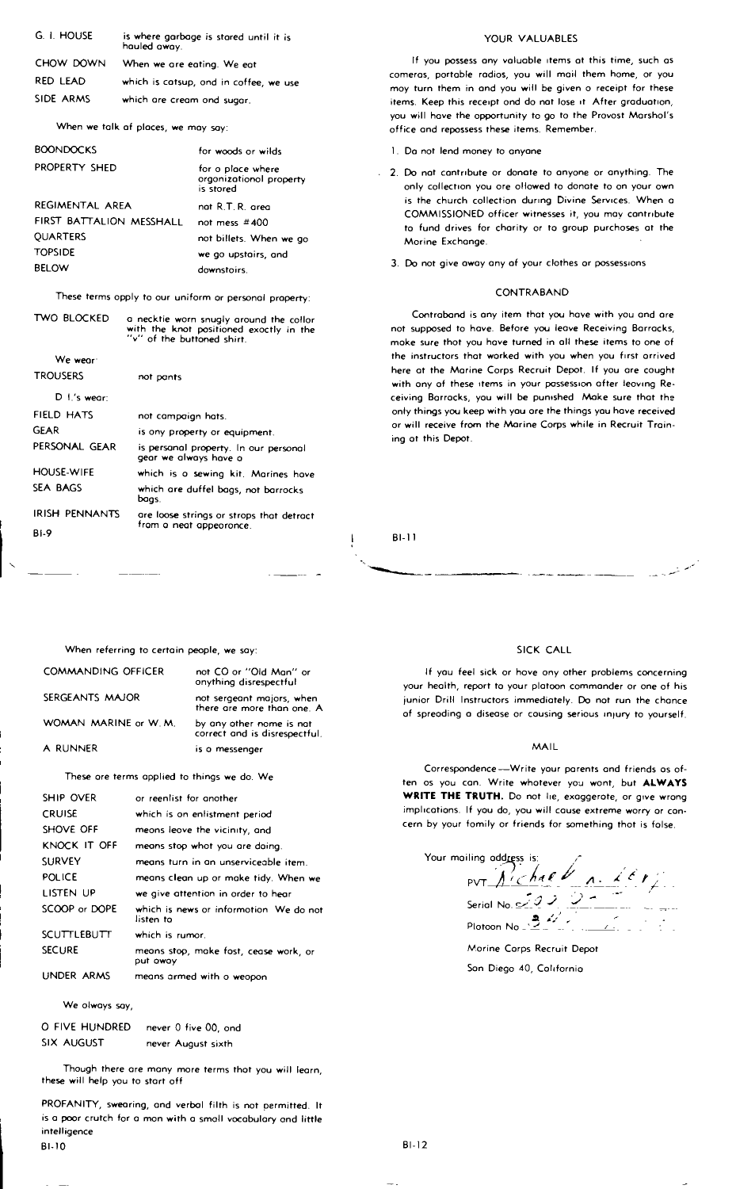| | |
|---|---|
| G. I. HOUSE | is where garbage is stored until it is hauled away. |
| CHOW DOWN | When we are eating. We eat |
| RED LEAD | which is catsup, and in coffee, we use |
| SIDE ARMS | which are cream and sugar. |

When we talk of places, we may say:

| | |
|---|---|
| BOONDOCKS | for woods or wilds |
| PROPERTY SHED | for a place where organizational property is stored |
| REGIMENTAL AREA | not R.T.R. area |
| FIRST BATTALION MESSHALL | not mess #400 |
| QUARTERS | not billets. When we go |
| TOPSIDE | we go upstairs, and |
| BELOW | downstairs. |

These terms apply to our uniform or personal property:

| | |
|---|---|
| TWO BLOCKED | a necktie worn snugly around the collar with the knot positioned exactly in the "v" of the buttoned shirt. |

We wear:

| | |
|---|---|
| TROUSERS | not pants |

D.I.'s wear:

| | |
|---|---|
| FIELD HATS | not campaign hats. |
| GEAR | is any property or equipment. |
| PERSONAL GEAR | is personal property. In our personal gear we always have a |
| HOUSE-WIFE | which is a sewing kit. Marines have |
| SEA BAGS | which are duffel bags, not barracks bags. |
| IRISH PENNANTS | are loose strings or straps that detract from a neat appearance. |

When referring to certain people, we say:

| | |
|---|---|
| COMMANDING OFFICER | not CO or "Old Man" or anything disrespectful |
| SERGEANTS MAJOR | not sergeant majors, when there are more than one. A |
| WOMAN MARINE or W. M. | by any other name is not correct and is disrespectful. |
| A RUNNER | is a messenger |

These are terms applied to things we do. We

| | |
|---|---|
| SHIP OVER | or reenlist for another |
| CRUISE | which is an enlistment period |
| SHOVE OFF | means leave the vicinity, and |
| KNOCK IT OFF | means stop what you are doing. |
| SURVEY | means turn in an unserviceable item. |
| POLICE | means clean up or make tidy. When we |
| LISTEN UP | we give attention in order to hear |
| SCOOP or DOPE | which is news or information. We do not listen to |
| SCUTTLEBUTT | which is rumor. |
| SECURE | means stop, make fast, cease work, or put away |
| UNDER ARMS | means armed with a weapon |

We always say,

| | |
|---|---|
| O FIVE HUNDRED | never 0 five 00, and |
| SIX AUGUST | never August sixth |

Though there are many more terms that you will learn, these will help you to start off

PROFANITY, swearing, and verbal filth is not permitted. It is a poor crutch for a man with a small vocabulary and little intelligence

## YOUR VALUABLES

If you possess any valuable items at this time, such as cameras, portable radios, you will mail them home, or you may turn them in and you will be given a receipt for these items. Keep this receipt and do not lose it. After graduation, you will have the opportunity to go to the Provost Marshal's office and repossess these items. Remember.

1. Do not lend money to anyone
2. Do not contribute or donate to anyone or anything. The only collection you are allowed to donate to on your own is the church collection during Divine Services. When a COMMISSIONED officer witnesses it, you may contribute to fund drives for charity or to group purchases at the Marine Exchange.
3. Do not give away any of your clothes or possessions

## CONTRABAND

Contraband is any item that you have with you and are not supposed to have. Before you leave Receiving Barracks, make sure that you have turned in all these items to one of the instructors that worked with you when you first arrived here at the Marine Corps Recruit Depot. If you are caught with any of these items in your possession after leaving Receiving Barracks, you will be punished. Make sure that the only things you keep with you are the things you have received or will receive from the Marine Corps while in Recruit Training at this Depot.

## SICK CALL

If you feel sick or have any other problems concerning your health, report to your platoon commander or one of his junior Drill Instructors immediately. Do not run the chance of spreading a disease or causing serious injury to yourself.

## MAIL

Correspondence—Write your parents and friends as often as you can. Write whatever you want, but **ALWAYS WRITE THE TRUTH.** Do not lie, exaggerate, or give wrong implications. If you do, you will cause extreme worry or concern by your family or friends for something that is false.

Your mailing address is:

PVT Richard A. Levy

Serial No. 232 2-

Platoon No. 2 4-

Marine Corps Recruit Depot

San Diego 40, California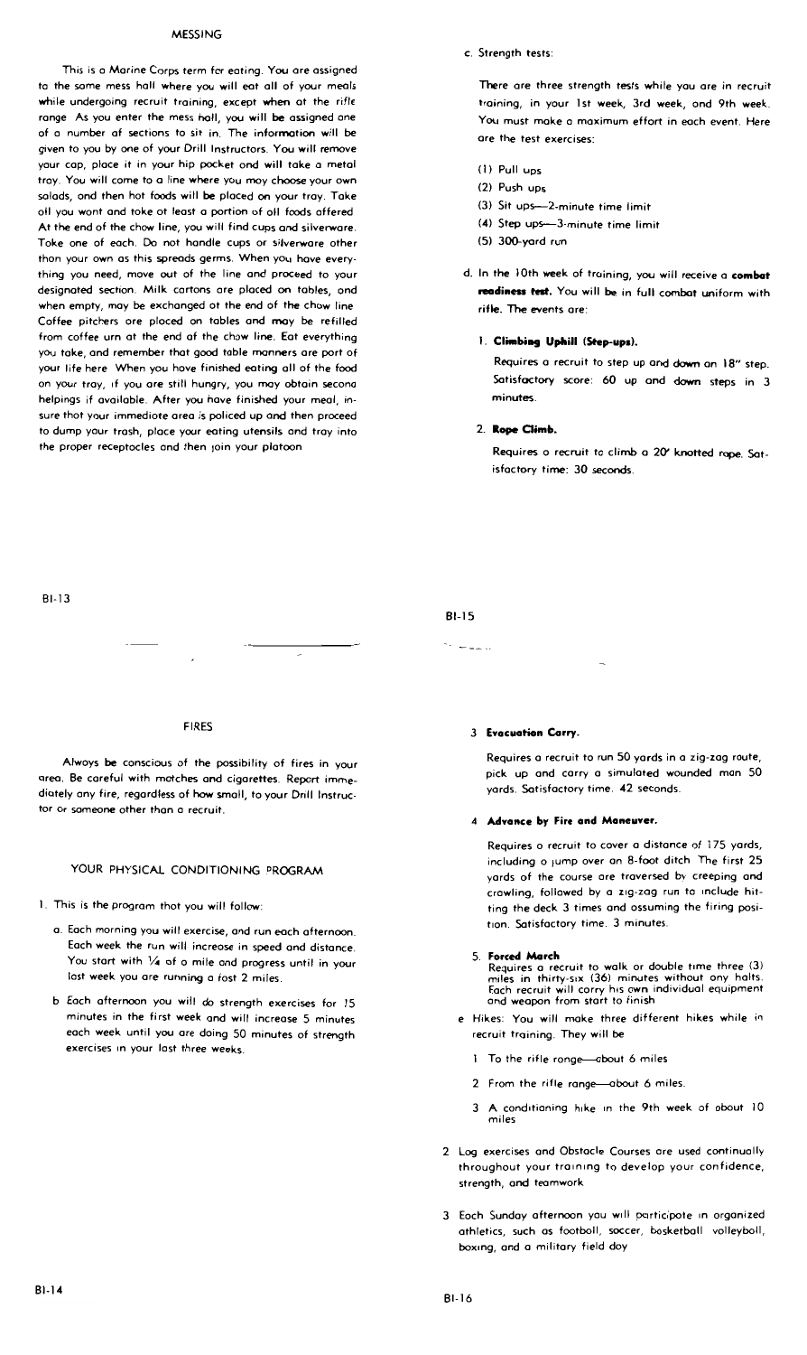## MESSING

This is a Marine Corps term for eating. You are assigned to the same mess hall where you will eat all of your meals while undergoing recruit training, except when at the rifle range. As you enter the mess hall, you will be assigned one of a number of sections to sit in. The information will be given to you by one of your Drill Instructors. You will remove your cap, place it in your hip pocket and will take a metal tray. You will come to a line where you may choose your own salads, and then hot foods will be placed on your tray. Take all you want and take at least a portion of all foods offered. At the end of the chow line, you will find cups and silverware. Take one of each. Do not handle cups or silverware other than your own as this spreads germs. When you have everything you need, move out of the line and proceed to your designated section. Milk cartons are placed on tables, and when empty, may be exchanged at the end of the chow line. Coffee pitchers are placed on tables and may be refilled from coffee urn at the end of the chow line. Eat everything you take, and remember that good table manners are part of your life here. When you have finished eating all of the food on your tray, if you are still hungry, you may obtain second helpings if available. After you have finished your meal, insure that your immediate area is policed up and then proceed to dump your trash, place your eating utensils and tray into the proper receptacles and then join your platoon.

## FIRES

Always be conscious of the possibility of fires in your area. Be careful with matches and cigarettes. Report immediately any fire, regardless of how small, to your Drill Instructor or someone other than a recruit.

## YOUR PHYSICAL CONDITIONING PROGRAM

1. This is the program that you will follow:

   a. Each morning you will exercise, and run each afternoon. Each week the run will increase in speed and distance. You start with ¼ of a mile and progress until in your last week you are running a fast 2 miles.

   b. Each afternoon you will do strength exercises for 15 minutes in the first week and will increase 5 minutes each week until you are doing 50 minutes of strength exercises in your last three weeks.

   c. Strength tests:

      There are three strength tests while you are in recruit training, in your 1st week, 3rd week, and 9th week. You must make a maximum effort in each event. Here are the test exercises:

      (1) Pull ups
      (2) Push ups
      (3) Sit ups—2-minute time limit
      (4) Step ups—3-minute time limit
      (5) 300-yard run

   d. In the 10th week of training, you will receive a **combat readiness test.** You will be in full combat uniform with rifle. The events are:

      1. **Climbing Uphill (Step-ups).**

         Requires a recruit to step up and down an 18" step. Satisfactory score: 60 up and down steps in 3 minutes.

      2. **Rope Climb.**

         Requires a recruit to climb a 20' knotted rope. Satisfactory time: 30 seconds.

      3. **Evacuation Carry.**

         Requires a recruit to run 50 yards in a zig-zag route, pick up and carry a simulated wounded man 50 yards. Satisfactory time: 42 seconds.

      4. **Advance by Fire and Maneuver.**

         Requires a recruit to cover a distance of 175 yards, including a jump over an 8-foot ditch. The first 25 yards of the course are traversed by creeping and crawling, followed by a zig-zag run to include hitting the deck 3 times and assuming the firing position. Satisfactory time: 3 minutes.

      5. **Forced March**

         Requires a recruit to walk or double time three (3) miles in thirty-six (36) minutes without any halts. Each recruit will carry his own individual equipment and weapon from start to finish.

   e. Hikes: You will make three different hikes while in recruit training. They will be:

      1. To the rifle range—about 6 miles
      2. From the rifle range—about 6 miles.
      3. A conditioning hike in the 9th week of about 10 miles.

2. Log exercises and Obstacle Courses are used continually throughout your training to develop your confidence, strength, and teamwork.

3. Each Sunday afternoon you will participate in organized athletics, such as football, soccer, basketball, volleyball, boxing, and a military field day.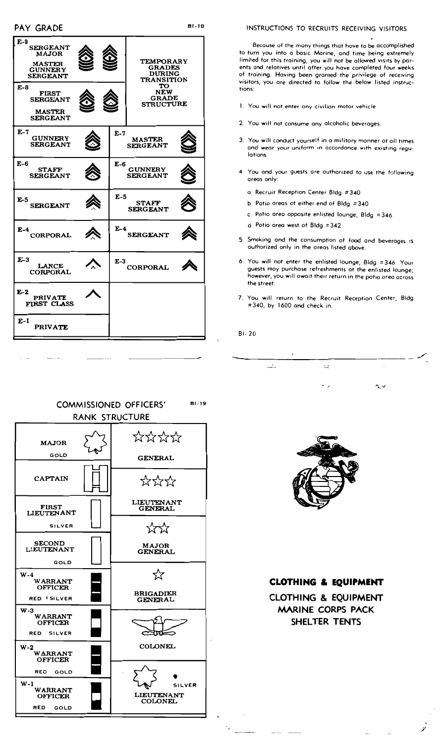## PAY GRADE

BI-18

| | | | |
|---|---|---|---|
| E-9 SERGEANT MAJOR / MASTER GUNNERY SERGEANT | | TEMPORARY GRADES DURING TRANSITION TO NEW GRADE STRUCTURE | |
| E-8 FIRST SERGEANT / MASTER SERGEANT | | | |
| E-7 GUNNERY SERGEANT | | E-7 MASTER SERGEANT | |
| E-6 STAFF SERGEANT | | E-6 GUNNERY SERGEANT | |
| E-5 SERGEANT | | E-5 STAFF SERGEANT | |
| E-4 CORPORAL | | E-4 SERGEANT | |
| E-3 LANCE CORPORAL | | E-3 CORPORAL | |
| E-2 PRIVATE FIRST CLASS | | | |
| E-1 PRIVATE | | | |

## COMMISSIONED OFFICERS' RANK STRUCTURE

BI-19

| | |
|---|---|
| MAJOR — GOLD | GENERAL |
| CAPTAIN | LIEUTENANT GENERAL |
| FIRST LIEUTENANT — SILVER | MAJOR GENERAL |
| SECOND LIEUTENANT — GOLD | BRIGADIER GENERAL |
| W-4 WARRANT OFFICER — RED SILVER | COLONEL |
| W-3 WARRANT OFFICER — RED SILVER | LIEUTENANT COLONEL — SILVER |
| W-2 WARRANT OFFICER — RED GOLD | |
| W-1 WARRANT OFFICER — RED GOLD | |

### INSTRUCTIONS TO RECRUITS RECEIVING VISITORS

Because of the many things that have to be accomplished to turn you into a basic Marine, and time being extremely limited for this training, you will not be allowed visits by parents and relatives until after you have completed four weeks of training. Having been granted the privilege of receiving visitors, you are directed to follow the below listed instructions:

1. You will not enter any civilian motor vehicle.
2. You will not consume any alcoholic beverages.
3. You will conduct yourself in a military manner at all times and wear your uniform in accordance with existing regulations.
4. You and your guests are authorized to use the following areas only:
   a. Recruit Reception Center Bldg #340
   b. Patio areas at either end of Bldg #340
   c. Patio area opposite enlisted lounge, Bldg #346
   d. Patio area west of Bldg #342
5. Smoking and the consumption of food and beverages is authorized only in the areas listed above.
6. You will not enter the enlisted lounge, Bldg #346. Your guests may purchase refreshments at the enlisted lounge; however, you will await their return in the patio area across the street.
7. You will return to the Recruit Reception Center, Bldg #340, by 1600 and check in.

BI-20

## CLOTHING & EQUIPMENT

CLOTHING & EQUIPMENT
MARINE CORPS PACK
SHELTER TENTS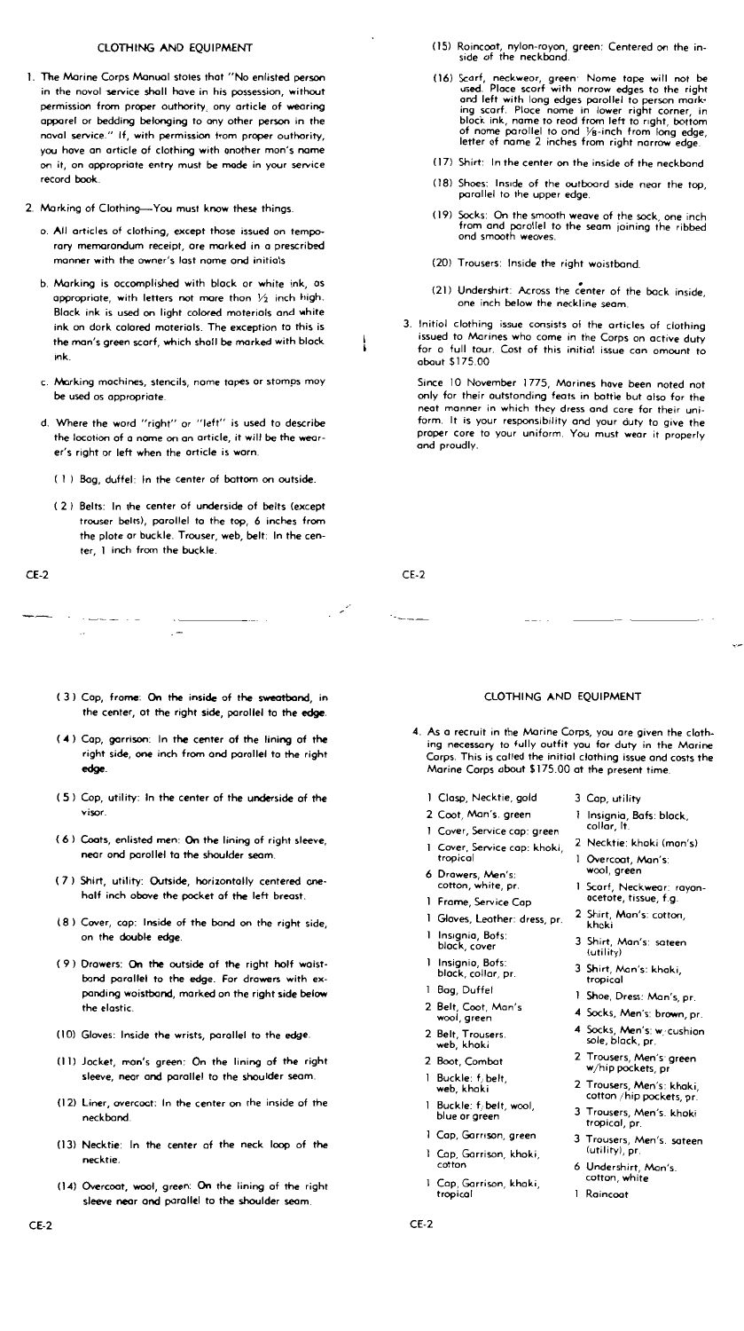## CLOTHING AND EQUIPMENT

1. The Marine Corps Manual states that "No enlisted person in the naval service shall have in his possession, without permission from proper authority, any article of wearing apparel or bedding belonging to any other person in the naval service." If, with permission from proper authority, you have an article of clothing with another man's name on it, an appropriate entry must be made in your service record book.

2. Marking of Clothing—You must know these things.

   a. All articles of clothing, except those issued on temporary memorandum receipt, are marked in a prescribed manner with the owner's last name and initials.

   b. Marking is accomplished with black or white ink, as appropriate, with letters not more than ½ inch high. Black ink is used on light colored materials and white ink on dark colored materials. The exception to this is the man's green scarf, which shall be marked with black ink.

   c. Marking machines, stencils, name tapes or stamps may be used as appropriate.

   d. Where the word "right" or "left" is used to describe the location of a name on an article, it will be the wearer's right or left when the article is worn.

   (1) Bag, duffel: In the center of bottom on outside.

   (2) Belts: In the center of underside of belts (except trouser belts), parallel to the top, 6 inches from the plate or buckle. Trouser, web, belt: In the center, 1 inch from the buckle.

   (3) Cap, frame: On the inside of the sweatband, in the center, at the right side, parallel to the edge.

   (4) Cap, garrison: In the center of the lining of the right side, one inch from and parallel to the right edge.

   (5) Cap, utility: In the center of the underside of the visor.

   (6) Coats, enlisted men: On the lining of right sleeve, near and parallel to the shoulder seam.

   (7) Shirt, utility: Outside, horizontally centered one-half inch above the pocket of the left breast.

   (8) Cover, cap: Inside of the band on the right side, on the double edge.

   (9) Drawers: On the outside of the right half waistband parallel to the edge. For drawers with expanding waistband, marked on the right side below the elastic.

   (10) Gloves: Inside the wrists, parallel to the edge.

   (11) Jacket, man's green: On the lining of the right sleeve, near and parallel to the shoulder seam.

   (12) Liner, overcoat: In the center on the inside of the neckband.

   (13) Necktie: In the center of the neck loop of the necktie.

   (14) Overcoat, wool, green: On the lining of the right sleeve near and parallel to the shoulder seam.

   (15) Raincoat, nylon-rayon, green: Centered on the inside of the neckband.

   (16) Scarf, neckwear, green: Name tape will not be used. Place scarf with narrow edges to the right and left with long edges parallel to person marking scarf. Place name in lower right corner, in black ink, name to read from left to right, bottom of name parallel to and ⅛-inch from long edge, letter of name 2 inches from right narrow edge.

   (17) Shirt: In the center on the inside of the neckband.

   (18) Shoes: Inside of the outboard side near the top, parallel to the upper edge.

   (19) Socks: On the smooth weave of the sock, one inch from and parallel to the seam joining the ribbed and smooth weaves.

   (20) Trousers: Inside the right waistband.

   (21) Undershirt: Across the center of the back inside, one inch below the neckline seam.

3. Initial clothing issue consists of the articles of clothing issued to Marines who come in the Corps on active duty for a full tour. Cost of this initial issue can amount to about $175.00.

Since 10 November 1775, Marines have been noted not only for their outstanding feats in battle but also for the neat manner in which they dress and care for their uniform. It is your responsibility and your duty to give the proper care to your uniform. You must wear it properly and proudly.

## CLOTHING AND EQUIPMENT

4. As a recruit in the Marine Corps, you are given the clothing necessary to fully outfit you for duty in the Marine Corps. This is called the initial clothing issue and costs the Marine Corps about $175.00 at the present time.

- 1 Clasp, Necktie, gold
- 2 Coat, Man's. green
- 1 Cover, Service cap: green
- 1 Cover, Service cap: khaki, tropical
- 6 Drawers, Men's: cotton, white, pr.
- 1 Frame, Service Cap
- 1 Gloves, Leather: dress, pr.
- 1 Insignia, Bats: black, cover
- 1 Insignia, Bats: black, collar, pr.
- 1 Bag, Duffel
- 2 Belt, Coat, Man's wool, green
- 2 Belt, Trousers. web, khaki
- 2 Boot, Combat
- 1 Buckle: f/belt, web, khaki
- 1 Buckle: f/belt, wool, blue or green
- 1 Cap, Garrison, green
- 1 Cap, Garrison, khaki, cotton
- 1 Cap, Garrison, khaki, tropical
- 3 Cap, utility
- 1 Insignia, Bats: black, collar, lt.
- 2 Necktie: khaki (man's)
- 1 Overcoat, Man's: wool, green
- 1 Scarf, Neckwear: rayon-acetate, tissue, f.g.
- 2 Shirt, Man's: cotton, khaki
- 3 Shirt, Man's: sateen (utility)
- 3 Shirt, Man's: khaki, tropical
- 1 Shoe, Dress: Man's, pr.
- 4 Socks, Men's: brown, pr.
- 4 Socks, Men's: w/cushion sole, black, pr.
- 2 Trousers, Men's: green w/hip pockets, pr.
- 2 Trousers, Men's: khaki, cotton/hip pockets, pr.
- 3 Trousers, Men's. khaki tropical, pr.
- 3 Trousers, Men's. sateen (utility), pr.
- 6 Undershirt, Man's. cotton, white
- 1 Raincoat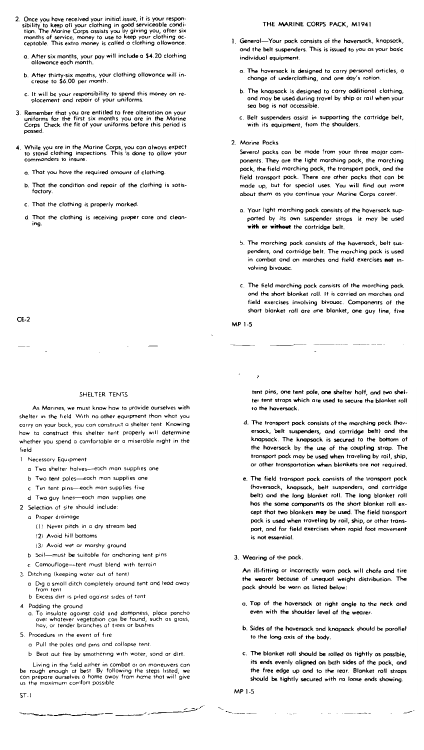2. Once you have received your initial issue, it is your responsibility to keep all your clothing in good serviceable condition. The Marine Corps assists you by giving you, after six months of service, money to use to keep your clothing acceptable. This extra money is called a clothing allowance.

   a. After six months, your pay will include a $4.20 clothing allowance each month.

   b. After thirty-six months, your clothing allowance will increase to $6.00 per month.

   c. It will be your responsibility to spend this money on replacement and repair of your uniforms.

3. Remember that you are entitled to free alteration on your uniforms for the first six months you are in the Marine Corps. Check the fit of your uniforms before this period is passed.

4. While you are in the Marine Corps, you can always expect to stand clothing inspections. This is done to allow your commanders to insure:

   a. That you have the required amount of clothing.

   b. That the condition and repair of the clothing is satisfactory.

   c. That the clothing is properly marked.

   d. That the clothing is receiving proper care and cleaning.

CE-2

## THE MARINE CORPS PACK, M1941

1. General—Your pack consists of the haversack, knapsack, and the belt suspenders. This is issued to you as your basic individual equipment.

   a. The haversack is designed to carry personal articles, a change of underclothing, and one day's ration.

   b. The knapsack is designed to carry additional clothing, and may be used during travel by ship or rail when your sea bag is not accessible.

   c. Belt suspenders assist in supporting the cartridge belt, with its equipment, from the shoulders.

2. Marine Packs

   Several packs can be made from your three major components. They are the light marching pack, the marching pack, the field marching pack, the transport pack, and the field transport pack. There are other packs that can be made up, but for special uses. You will find out more about them as you continue your Marine Corps career.

   a. Your light marching pack consists of the haversack supported by its own suspender straps. It may be used **with or without** the cartridge belt.

   b. The marching pack consists of the haversack, belt suspenders, and cartridge belt. The marching pack is used in combat and on marches and field exercises **not** involving bivouac.

   c. The field marching pack consists of the marching pack and the short blanket roll. It is carried on marches and field exercises involving bivouac. Components of the short blanket roll are one blanket, one guy line, five tent pins, one tent pole, one shelter half, and two shelter tent straps which are used to secure the blanket roll to the haversack.

   d. The transport pack consists of the marching pack (haversack, belt suspenders, and cartridge belt) and the knapsack. The knapsack is secured to the bottom of the haversack by the use of the coupling strap. The transport pack may be used when traveling by rail, ship, or other transportation when blankets are not required.

   e. The field transport pack consists of the transport pack (haversack, knapsack, belt suspenders, and cartridge belt) and the long blanket roll. The long blanket roll has the same components as the short blanket roll except that two blankets **may** be used. The field transport pack is used when traveling by rail, ship, or other transport, and for field exercises when rapid foot movement is not essential.

3. Wearing of the pack.

   An ill-fitting or incorrectly worn pack will chafe and tire the wearer because of unequal weight distribution. The pack should be worn as listed below:

   a. Top of the haversack at right angle to the neck and even with the shoulder level of the wearer.

   b. Sides of the haversack and knapsack should be parallel to the long axis of the body.

   c. The blanket roll should be rolled as tightly as possible, its ends evenly aligned on both sides of the pack, and the free edge up and to the rear. Blanket roll straps should be tightly secured with no loose ends showing.

MP 1-5

## SHELTER TENTS

As Marines, we must know how to provide ourselves with shelter in the field. With no other equipment than what you carry on your back, you can construct a shelter tent. Knowing how to construct this shelter tent properly will determine whether you spend a comfortable or a miserable night in the field.

1. Necessary Equipment
   a. Two shelter halves—each man supplies one
   b. Two tent poles—each man supplies one
   c. Ten tent pins—each man supplies five
   d. Two guy lines—each man supplies one
2. Selection of site should include:
   a. Proper drainage
      (1) Never pitch in a dry stream bed
      (2) Avoid hill bottoms
      (3) Avoid wet or marshy ground
   b. Soil—must be suitable for anchoring tent pins
   c. Camouflage—tent must blend with terrain
3. Ditching (keeping water out of tent)
   a. Dig a small ditch completely around tent and lead away from tent
   b. Excess dirt is piled against sides of tent
4. Padding the ground
   a. To insulate against cold and dampness, place poncho over whatever vegetation can be found, such as grass, hay, or tender branches of trees or bushes
5. Procedure in the event of fire
   a. Pull the poles and pins and collapse tent.
   b. Beat out fire by smothering with water, sand or dirt.

Living in the field either in combat or on maneuvers can be rough enough at best. By following the steps listed, we can prepare ourselves a home away from home that will give us the maximum comfort possible.

ST-1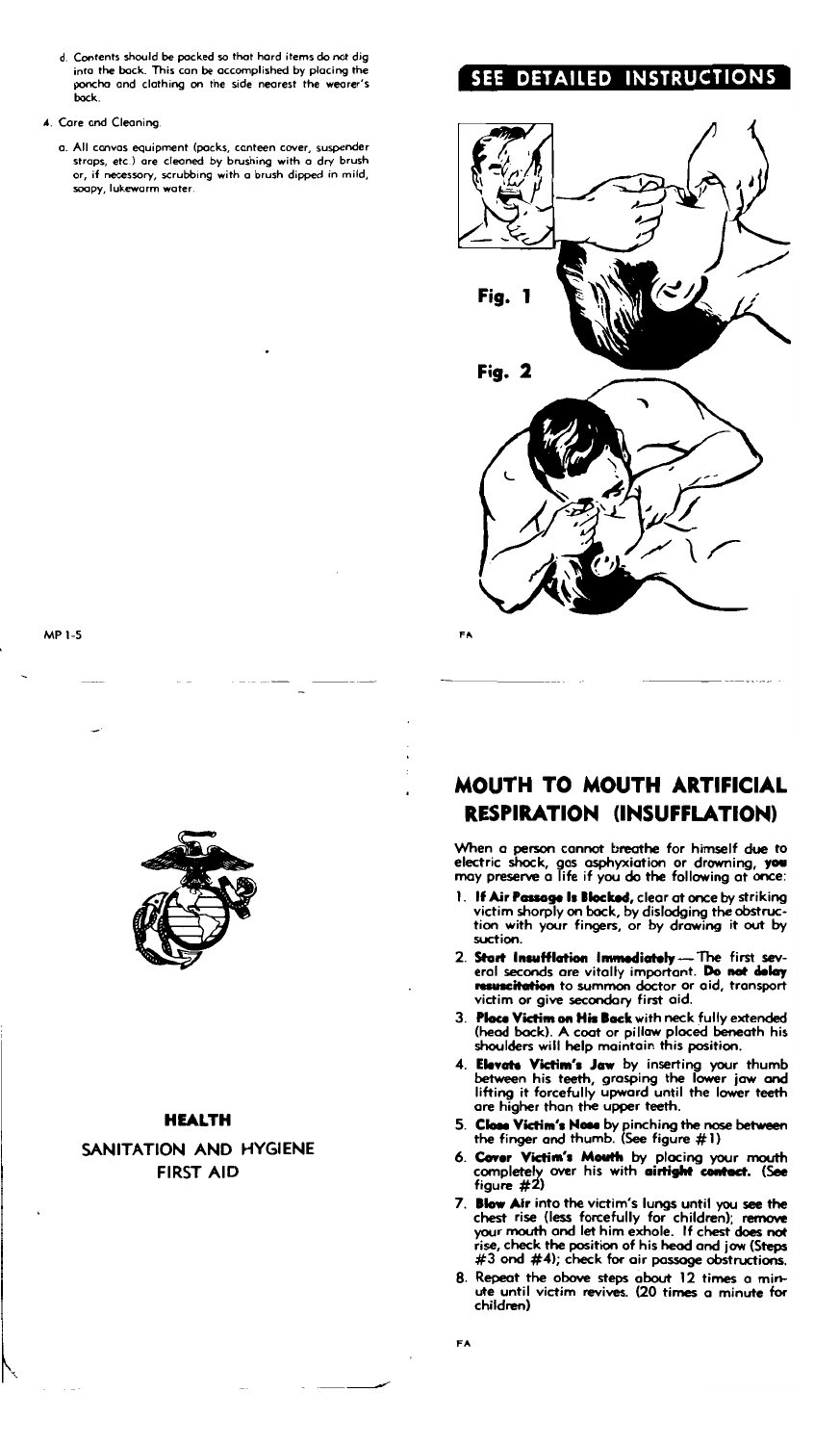d. Contents should be packed so that hard items do not dig into the back. This can be accomplished by placing the poncho and clothing on the side nearest the wearer's back.

4. Care and Cleaning.

a. All canvas equipment (packs, canteen cover, suspender straps, etc.) are cleaned by brushing with a dry brush or, if necessary, scrubbing with a brush dipped in mild, soapy, lukewarm water.

MP 1-5

## SEE DETAILED INSTRUCTIONS

Fig. 1

Fig. 2

FA

## HEALTH

## SANITATION AND HYGIENE FIRST AID

# MOUTH TO MOUTH ARTIFICIAL RESPIRATION (INSUFFLATION)

When a person cannot breathe for himself due to electric shock, gas asphyxiation or drowning, **you** may preserve a life if you do the following at once:

1. **If Air Passage Is Blocked,** clear at once by striking victim sharply on back, by dislodging the obstruction with your fingers, or by drawing it out by suction.
2. **Start Insufflation Immediately** — The first several seconds are vitally important. **Do not delay resuscitation** to summon doctor or aid, transport victim or give secondary first aid.
3. **Place Victim on His Back** with neck fully extended (head back). A coat or pillow placed beneath his shoulders will help maintain this position.
4. **Elevate Victim's Jaw** by inserting your thumb between his teeth, grasping the lower jaw and lifting it forcefully upward until the lower teeth are higher than the upper teeth.
5. **Close Victim's Nose** by pinching the nose between the finger and thumb. (See figure #1)
6. **Cover Victim's Mouth** by placing your mouth completely over his with **airtight contact.** (See figure #2)
7. **Blow Air** into the victim's lungs until you see the chest rise (less forcefully for children); remove your mouth and let him exhale. If chest **does not** rise, check the position of his head and jaw (Steps #3 and #4); check for air passage obstructions.
8. Repeat the above steps about 12 times a minute until victim revives. (20 times a minute for children)

FA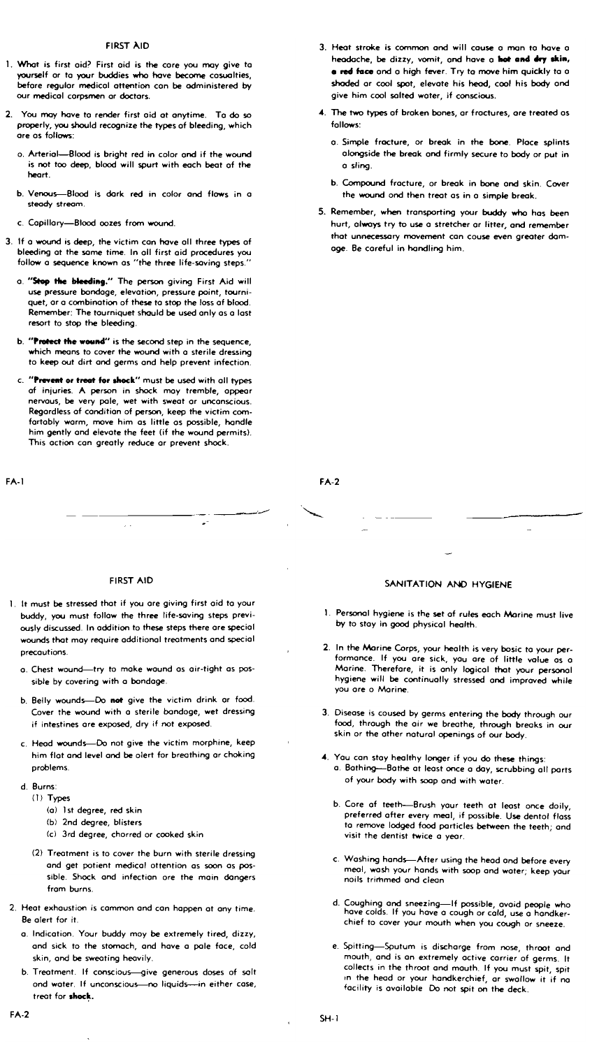## FIRST AID

1. What is first aid? First aid is the care you may give to yourself or to your buddies who have become casualties, before regular medical attention can be administered by our medical corpsmen or doctors.

2. You may have to render first aid at anytime. To do so properly, you should recognize the types of bleeding, which are as follows:

   a. Arterial—Blood is bright red in color and if the wound is not too deep, blood will spurt with each beat of the heart.

   b. Venous—Blood is dark red in color and flows in a steady stream.

   c. Capillary—Blood oozes from wound.

3. If a wound is deep, the victim can have all three types of bleeding at the same time. In all first aid procedures you follow a sequence known as "the three life-saving steps."

   a. **"Stop the bleeding."** The person giving First Aid will use pressure bandage, elevation, pressure point, tourniquet, or a combination of these to stop the loss of blood. Remember: The tourniquet should be used only as a last resort to stop the bleeding.

   b. **"Protect the wound"** is the second step in the sequence, which means to cover the wound with a sterile dressing to keep out dirt and germs and help prevent infection.

   c. **"Prevent or treat for shock"** must be used with all types of injuries. A person in shock may tremble, appear nervous, be very pale, wet with sweat or unconscious. Regardless of condition of person, keep the victim comfortably warm, move him as little as possible, handle him gently and elevate the feet (if the wound permits). This action can greatly reduce or prevent shock.

3. Heat stroke is common and will cause a man to have a headache, be dizzy, vomit, and have a **hot and dry skin, a red face** and a high fever. Try to move him quickly to a shaded or cool spot, elevate his head, cool his body and give him cool salted water, if conscious.

4. The two types of broken bones, or fractures, are treated as follows:

   a. Simple fracture, or break in the bone. Place splints alongside the break and firmly secure to body or put in a sling.

   b. Compound fracture, or break in bone and skin. Cover the wound and then treat as in a simple break.

5. Remember, when transporting your buddy who has been hurt, always try to use a stretcher or litter, and remember that unnecessary movement can cause even greater damage. Be careful in handling him.

## FIRST AID

1. It must be stressed that if you are giving first aid to your buddy, you must follow the three life-saving steps previously discussed. In addition to these steps there are special wounds that may require additional treatments and special precautions.

   a. Chest wound—try to make wound as air-tight as possible by covering with a bandage.

   b. Belly wounds—Do **not** give the victim drink or food. Cover the wound with a sterile bandage, wet dressing if intestines are exposed, dry if not exposed.

   c. Head wounds—Do not give the victim morphine, keep him flat and level and be alert for breathing or choking problems.

   d. Burns:
      (1) Types
         (a) 1st degree, red skin
         (b) 2nd degree, blisters
         (c) 3rd degree, charred or cooked skin

      (2) Treatment is to cover the burn with sterile dressing and get patient medical attention as soon as possible. Shock and infection are the main dangers from burns.

2. Heat exhaustion is common and can happen at any time. Be alert for it.

   a. Indication. Your buddy may be extremely tired, dizzy, and sick to the stomach, and have a pale face, cold skin, and be sweating heavily.

   b. Treatment. If conscious—give generous doses of salt and water. If unconscious—no liquids—in either case, treat for **shock.**

## SANITATION AND HYGIENE

1. Personal hygiene is the set of rules each Marine must live by to stay in good physical health.

2. In the Marine Corps, your health is very basic to your performance. If you are sick, you are of little value as a Marine. Therefore, it is only logical that your personal hygiene will be continually stressed and improved while you are a Marine.

3. Disease is caused by germs entering the body through our food, through the air we breathe, through breaks in our skin or the other natural openings of our body.

4. You can stay healthy longer if you do these things:
   a. Bathing—Bathe at least once a day, scrubbing all parts of your body with soap and with water.

   b. Care of teeth—Brush your teeth at least once daily, preferred after every meal, if possible. Use dental floss to remove lodged food particles between the teeth; and visit the dentist twice a year.

   c. Washing hands—After using the head and before every meal, wash your hands with soap and water; keep your nails trimmed and clean.

   d. Coughing and sneezing—If possible, avoid people who have colds. If you have a cough or cold, use a handkerchief to cover your mouth when you cough or sneeze.

   e. Spitting—Sputum is discharge from nose, throat and mouth, and is an extremely active carrier of germs. It collects in the throat and mouth. If you must spit, spit in the head or your handkerchief, or swallow it if no facility is available. Do not spit on the deck.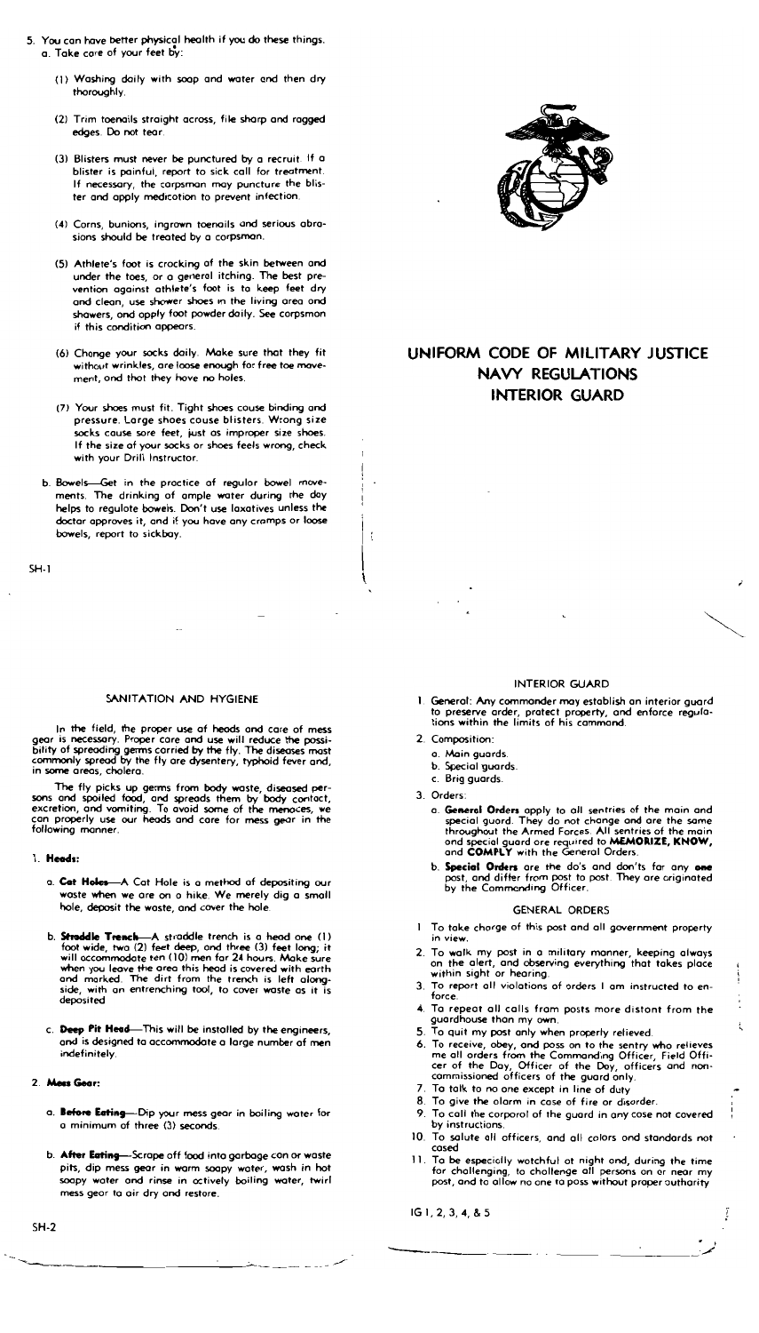5. You can have better physical health if you do these things.
   a. Take care of your feet by:

      (1) Washing daily with soap and water and then dry thoroughly.

      (2) Trim toenails straight across, file sharp and ragged edges. Do not tear.

      (3) Blisters must never be punctured by a recruit. If a blister is painful, report to sick call for treatment. If necessary, the corpsman may puncture the blister and apply medication to prevent infection.

      (4) Corns, bunions, ingrown toenails and serious abrasions should be treated by a corpsman.

      (5) Athlete's foot is cracking of the skin between and under the toes, or a general itching. The best prevention against athlete's foot is to keep feet dry and clean, use shower shoes in the living area and showers, and apply foot powder daily. See corpsman if this condition appears.

      (6) Change your socks daily. Make sure that they fit without wrinkles, are loose enough for free toe movement, and that they have no holes.

      (7) Your shoes must fit. Tight shoes cause binding and pressure. Large shoes cause blisters. Wrong size socks cause sore feet, just as improper size shoes. If the size of your socks or shoes feels wrong, check with your Drill Instructor.

   b. Bowels—Get in the practice of regular bowel movements. The drinking of ample water during the day helps to regulate bowels. Don't use laxatives unless the doctor approves it, and if you have any cramps or loose bowels, report to sickbay.

SH-1

# UNIFORM CODE OF MILITARY JUSTICE
# NAVY REGULATIONS
# INTERIOR GUARD

## SANITATION AND HYGIENE

In the field, the proper use of heads and care of mess gear is necessary. Proper care and use will reduce the possibility of spreading germs carried by the fly. The diseases most commonly spread by the fly are dysentery, typhoid fever and, in some areas, cholera.

The fly picks up germs from body waste, diseased persons and spoiled food, and spreads them by body contact, excretion, and vomiting. To avoid some of the menaces, we can properly use our heads and care for mess gear in the following manner.

1. **Heads:**

   a. **Cat Holes**—A Cat Hole is a method of depositing our waste when we are on a hike. We merely dig a small hole, deposit the waste, and cover the hole.

   b. **Straddle Trench**—A straddle trench is a head one (1) foot wide, two (2) feet deep, and three (3) feet long; it will accommodate ten (10) men for 24 hours. Make sure when you leave the area this head is covered with earth and marked. The dirt from the trench is left alongside, with an entrenching tool, to cover waste as it is deposited.

   c. **Deep Pit Head**—This will be installed by the engineers, and is designed to accommodate a large number of men indefinitely.

2. **Mess Gear:**

   a. **Before Eating**—Dip your mess gear in boiling water for a minimum of three (3) seconds.

   b. **After Eating**—Scrape off food into garbage can or waste pits, dip mess gear in warm soapy water, wash in hot soapy water and rinse in actively boiling water, twirl mess gear to air dry and restore.

SH-2

## INTERIOR GUARD

1. General: Any commander may establish an interior guard to preserve order, protect property, and enforce regulations within the limits of his command.

2. Composition:
   a. Main guards.
   b. Special guards.
   c. Brig guards.

3. Orders:
   a. **General Orders** apply to all sentries of the main and special guard. They do not change and are the same throughout the Armed Forces. All sentries of the main and special guard are required to **MEMORIZE, KNOW,** and **COMPLY** with the General Orders.
   b. **Special Orders** are the do's and don'ts for any **one** post, and differ from post to post. They are originated by the Commanding Officer.

### GENERAL ORDERS

1. To take charge of this post and all government property in view.
2. To walk my post in a military manner, keeping always on the alert, and observing everything that takes place within sight or hearing.
3. To report all violations of orders I am instructed to enforce.
4. To repeat all calls from posts more distant from the guardhouse than my own.
5. To quit my post only when properly relieved.
6. To receive, obey, and pass on to the sentry who relieves me all orders from the Commanding Officer, Field Officer of the Day, Officer of the Day, officers and noncommissioned officers of the guard only.
7. To talk to no one except in line of duty.
8. To give the alarm in case of fire or disorder.
9. To call the corporal of the guard in any case not covered by instructions.
10. To salute all officers, and all colors and standards not cased.
11. To be especially watchful at night and, during the time for challenging, to challenge all persons on or near my post, and to allow no one to pass without proper authority.

IG 1, 2, 3, 4, & 5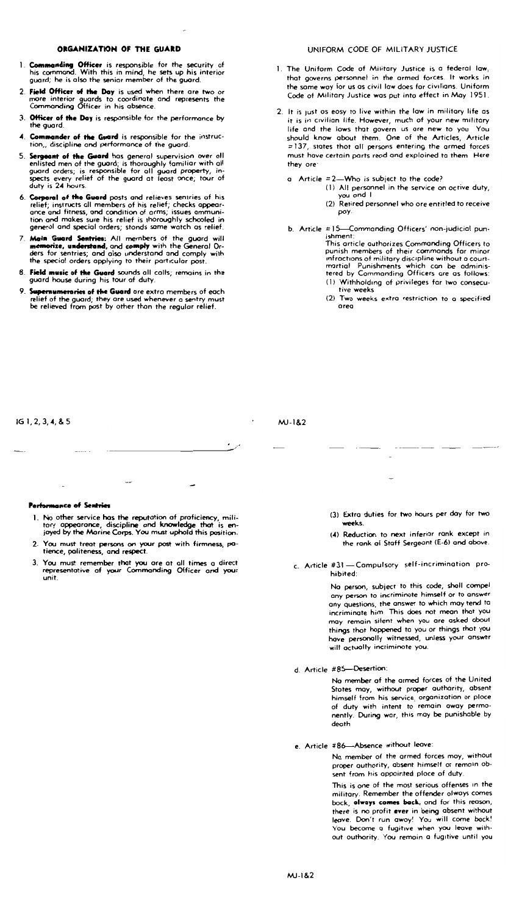## ORGANIZATION OF THE GUARD

1. **Commanding Officer** is responsible for the security of his command. With this in mind, he sets up his interior guard; he is also the senior member of the guard.
2. **Field Officer of the Day** is used when there are two or more interior guards to coordinate and represents the Commanding Officer in his absence.
3. **Officer of the Day** is responsible for the performance by the guard.
4. **Commander of the Guard** is responsible for the instruction,, discipline and performance of the guard.
5. **Sergeant of the Guard** has general supervision over all enlisted men of the guard; is thoroughly familiar with all guard orders; is responsible for all guard property; inspects every relief of the guard at least once; tour of duty is 24 hours.
6. **Corporal of the Guard** posts and relieves sentries of his relief; instructs all members of his relief; checks appearance and fitness, and condition of arms; issues ammunition and makes sure his relief is thoroughly schooled in general and special orders; stands same watch as relief.
7. **Main Guard Sentries:** All members of the guard will **memorize, understand,** and **comply** with the General Orders for sentries; and also understand and comply with the special orders applying to their particular post.
8. **Field music of the Guard** sounds all calls; remains in the guard house during his tour of duty.
9. **Supernumeraries of the Guard** are extra members of each relief of the guard; they are used whenever a sentry must be relieved from post by other than the regular relief.

IG 1, 2, 3, 4, & 5

### Performance of Sentries

1. No other service has the reputation of proficiency, military appearance, discipline and knowledge that is enjoyed by the Marine Corps. You must uphold this position.
2. You must treat persons on your post with firmness, patience, politeness, and respect.
3. You must remember that you are at all times a direct representative of your Commanding Officer and your unit.

## UNIFORM CODE OF MILITARY JUSTICE

1. The Uniform Code of Military Justice is a federal law, that governs personnel in the armed forces. It works in the same way for us as civil law does for civilians. Uniform Code of Military Justice was put into effect in May 1951.
2. It is just as easy to live within the law in military life as it is in civilian life. However, much of your new military life and the laws that govern us are new to you. You should know about them. One of the Articles, Article #137, states that all persons entering the armed forces must have certain parts read and explained to them. Here they are:

   a. Article #2—Who is subject to the code?
      (1) All personnel in the service on active duty, you and I
      (2) Retired personnel who are entitled to receive pay.

   b. Article #15—Commanding Officers' non-judicial punishment:
      This article authorizes Commanding Officers to punish members of their commands for minor infractions of military discipline without a court-martial. Punishments which can be administered by Commanding Officers are as follows:
      (1) Withholding of privileges for two consecutive weeks
      (2) Two weeks extra restriction to a specified area

MJ-1&2

      (3) Extra duties for two hours per day for two weeks.
      (4) Reduction to next inferior rank except in the rank of Staff Sergeant (E-6) and above.

   c. Article #31—Compulsory self-incrimination prohibited:
      No person, subject to this code, shall compel any person to incriminate himself or to answer any questions, the answer to which may tend to incriminate him. This does not mean that you may remain silent when you are asked about things that happened to you or things that you have personally witnessed, unless your answer will actually incriminate you.

   d. Article #85—Desertion:
      No member of the armed forces of the United States may, without proper authority, absent himself from his service, organization or place of duty with intent to remain away permanently. During war, this may be punishable by death

   e. Article #86—Absence without leave:
      No member of the armed forces may, without proper authority, absent himself or remain absent from his appointed place of duty.
      This is one of the most serious offenses in the military. Remember the offender always comes back, **always comes back,** and for this reason, there is no profit **ever** in being absent without leave. Don't run away! You will come back! You become a fugitive when you leave without authority. You remain a fugitive until you

MJ-1&2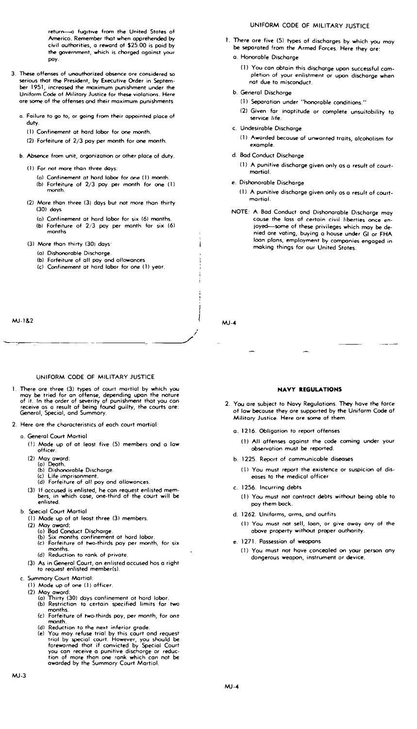return—a fugitive from the United States of America. Remember that when apprehended by civil authorities, a reward of $25.00 is paid by the government, which is charged against your pay.

3. These offenses of unauthorized absence are considered so serious that the President, by Executive Order in September 1951, increased the maximum punishment under the Uniform Code of Military Justice for these violations. Here are some of the offenses and their maximum punishments
   a. Failure to go to, or going from their appointed place of duty.
      (1) Confinement at hard labor for one month.
      (2) Forfeiture of 2/3 pay per month for one month.
   b. Absence from unit, organization or other place of duty.
      (1) For not more than three days:
         (a) Confinement at hard labor for one (1) month.
         (b) Forfeiture of 2/3 pay per month for one (1) month.
      (2) More than three (3) days but not more than thirty (30) days
         (a) Confinement at hard labor for six (6) months.
         (b) Forfeiture of 2/3 pay per month for six (6) months
      (3) More than thirty (30) days:
         (a) Dishonorable Discharge.
         (b) Forfeiture of all pay and allowances
         (c) Confinement at hard labor for one (1) year.

MJ-1&2

## UNIFORM CODE OF MILITARY JUSTICE

1. There are five (5) types of discharges by which you may be separated from the Armed Forces. Here they are:
   a. Honorable Discharge
      (1) You can obtain this discharge upon successful completion of your enlistment or upon discharge when not due to misconduct.
   b. General Discharge
      (1) Separation under "honorable conditions."
      (2) Given for inaptitude or complete unsuitability to service life.
   c. Undesirable Discharge
      (1) Awarded because of unwanted traits, alcoholism for example.
   d. Bad Conduct Discharge
      (1) A punitive discharge given only as a result of court-martial.
   e. Dishonorable Discharge
      (1) A punitive discharge given only as a result of court-martial.

NOTE: A Bad Conduct and Dishonorable Discharge may cause the loss of certain civil liberties once enjoyed—some of these privileges which may be denied are voting, buying a house under GI or FHA loan plans, employment by companies engaged in making things for our United States.

MJ-4

## UNIFORM CODE OF MILITARY JUSTICE

1. There are three (3) types of court martial by which you may be tried for an offense, depending upon the nature of it. In the order of severity of punishment that you can receive as a result of being found guilty, the courts are: General, Special, and Summary.
2. Here are the characteristics of each court martial:
   a. General Court Martial
      (1) Made up of at least five (5) members and a law officer.
      (2) May award:
         (a) Death.
         (b) Dishonorable Discharge.
         (c) Life imprisonment.
         (d) Forfeiture of all pay and allowances.
      (3) If accused is enlisted, he can request enlisted members, in which case, one-third of the court will be enlisted.
   b. Special Court Martial
      (1) Made up of at least three (3) members.
      (2) May award:
         (a) Bad Conduct Discharge.
         (b) Six months confinement at hard labor.
         (c) Forfeiture of two-thirds pay per month, for six months.
         (d) Reduction to rank of private.
      (3) As in General Court, an enlisted accused has a right to request enlisted member(s).
   c. Summary Court Martial:
      (1) Made up of one (1) officer.
      (2) May award:
         (a) Thirty (30) days confinement at hard labor.
         (b) Restriction to certain specified limits for two months.
         (c) Forfeiture of two-thirds pay, per month, for one month.
         (d) Reduction to the next inferior grade.
         (e) You may refuse trial by this court and request trial by special court. However, you should be forewarned that if convicted by Special Court you can receive a punitive discharge or reduction of more than one rank which can not be awarded by the Summary Court Martial.

MJ-3

## NAVY REGULATIONS

2. You are subject to Navy Regulations. They have the force of law because they are supported by the Uniform Code of Military Justice. Here are some of them.
   a. 1216. Obligation to report offenses
      (1) All offenses against the code coming under your observation must be reported.
   b. 1225. Report of communicable diseases
      (1) You must report the existence or suspicion of diseases to the medical officer
   c. 1256. Incurring debts
      (1) You must not contract debts without being able to pay them back.
   d. 1262. Uniforms, arms, and outfits
      (1) You must not sell, loan, or give away any of the above property without proper authority.
   e. 1271. Possession of weapons
      (1) You must not have concealed on your person any dangerous weapon, instrument or device.

MJ-4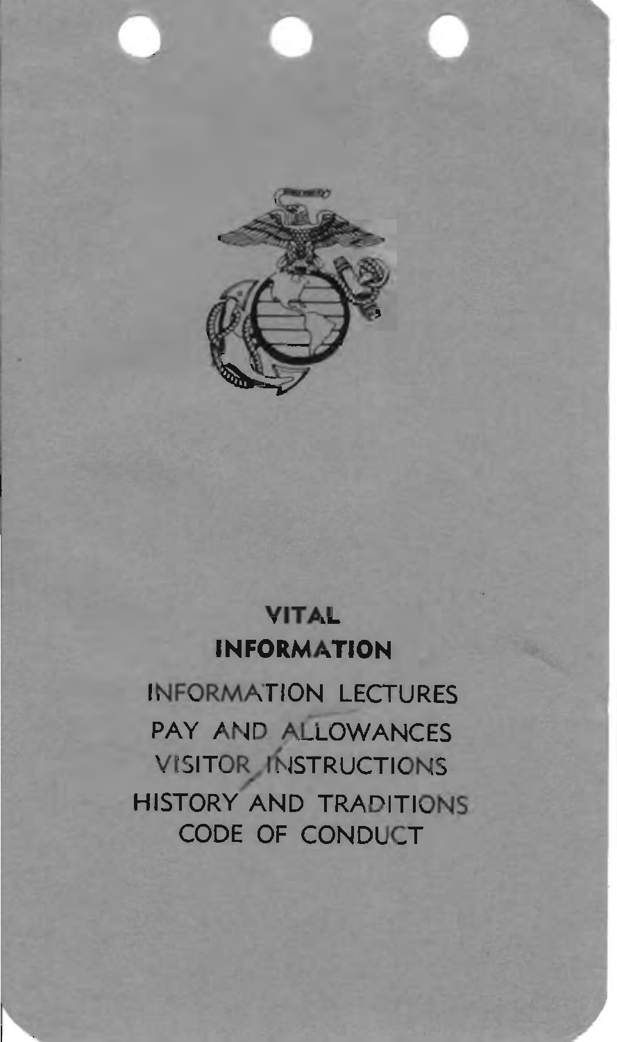# VITAL INFORMATION

INFORMATION LECTURES

PAY AND ALLOWANCES

VISITOR INSTRUCTIONS

HISTORY AND TRADITIONS

CODE OF CONDUCT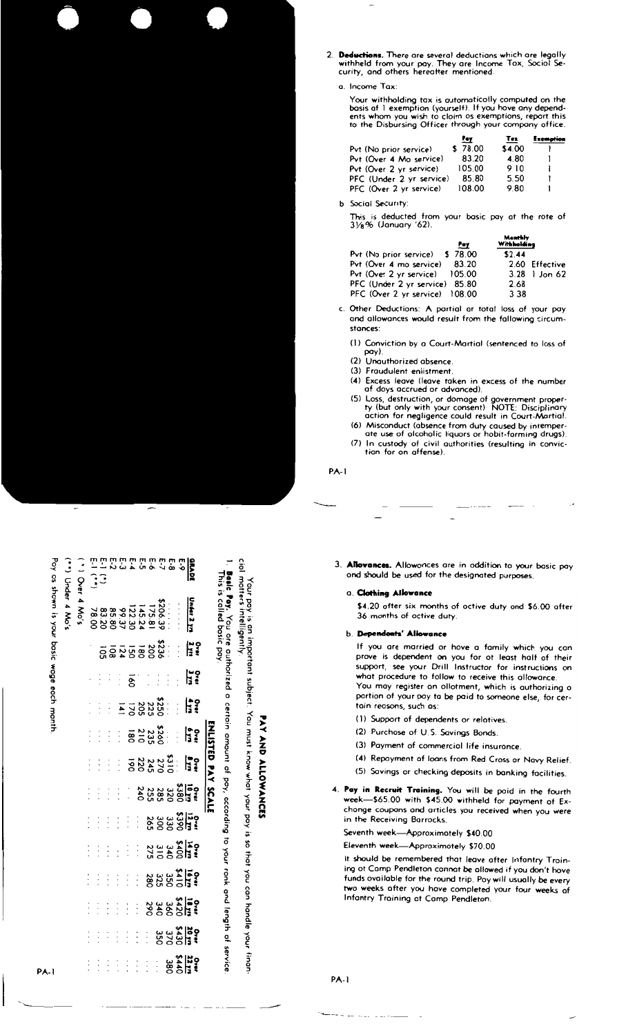# PAY AND ALLOWANCES

Your pay is an important subject. You must know what your pay is so that you can handle your financial matters intelligently.

1. **Basic Pay.** You are authorized a certain amount of pay, according to your rank and length of service. This is called basic pay.

### ENLISTED PAY SCALE

| GRADE | Under 2 yrs | Over 2 yrs | Over 3 yrs | Over 4 yrs | Over 6 yrs | Over 8 yrs | Over 10 yrs | Over 12 yrs | Over 14 yrs | Over 16 yrs | Over 18 yrs | Over 20 yrs | Over 22 yrs |
|---|---|---|---|---|---|---|---|---|---|---|---|---|---|
| E-9 | | | | | | | $380 | $390 | $400 | $410 | $420 | $430 | $440 |
| E-8 | | | | | | $310 | 320 | 330 | 340 | 350 | 360 | 370 | 380 |
| E-7 | $206.39 | $236 | | $250 | $260 | 270 | 285 | 300 | 310 | 325 | 340 | 350 | |
| E-6 | 175.81 | 200 | | 225 | 235 | 245 | 255 | 265 | 275 | 280 | 290 | | |
| E-5 | 145.24 | 180 | | 205 | 210 | 220 | 240 | | | | | | |
| E-4 | 122.30 | 150 | 160 | 170 | 180 | 190 | | | | | | | |
| E-3 | 99.37 | 124 | | 141 | | | | | | | | | |
| E-2 | 85.80 | 108 | | | | | | | | | | | |
| E-1 (*) | 83.20 | 105 | | | | | | | | | | | |
| E-1 (**) | 78.00 | | | | | | | | | | | | |

(*) Over 4 Mo's

(**) Under 4 Mo's

Pay as shown is your basic wage each month.

2. **Deductions.** There are several deductions which are legally withheld from your pay. They are Income Tax, Social Security, and others hereafter mentioned.

   a. Income Tax:

   Your withholding tax is automatically computed on the basis of 1 exemption (yourself). If you have any dependents whom you wish to claim as exemptions, report this to the Disbursing Officer through your company office.

| | Pay | Tax | Exemption |
|---|---|---|---|
| Pvt (No prior service) | $ 78.00 | $4.00 | 1 |
| Pvt (Over 4 Mo service) | 83.20 | 4.80 | 1 |
| Pvt (Over 2 yr service) | 105.00 | 9.10 | 1 |
| PFC (Under 2 yr service) | 85.80 | 5.50 | 1 |
| PFC (Over 2 yr service) | 108.00 | 9.80 | 1 |

   b. Social Security:

   This is deducted from your basic pay at the rate of 3⅛% (January '62).

| | Pay | Monthly Withholding | |
|---|---|---|---|
| Pvt (No prior service) | $ 78.00 | $2.44 | |
| Pvt (Over 4 mo service) | 83.20 | 2.60 | Effective |
| Pvt (Over 2 yr service) | 105.00 | 3.28 | 1 Jan 62 |
| PFC (Under 2 yr service) | 85.80 | 2.68 | |
| PFC (Over 2 yr service) | 108.00 | 3.38 | |

   c. Other Deductions: A partial or total loss of your pay and allowances would result from the following circumstances:

   (1) Conviction by a Court-Martial (sentenced to loss of pay).
   (2) Unauthorized absence.
   (3) Fraudulent enlistment.
   (4) Excess leave (leave taken in excess of the number of days accrued or advanced).
   (5) Loss, destruction, or damage of government property (but only with your consent) NOTE: Disciplinary action for negligence could result in Court-Martial.
   (6) Misconduct (absence from duty caused by intemperate use of alcoholic liquors or habit-forming drugs).
   (7) In custody of civil authorities (resulting in conviction for an offense).

3. **Allowances.** Allowances are in addition to your basic pay and should be used for the designated purposes.

   a. **Clothing Allowance**

   $4.20 after six months of active duty and $6.00 after 36 months of active duty.

   b. **Dependents' Allowance**

   If you are married or have a family which you can prove is dependent on you for at least half of their support, see your Drill Instructor for instructions on what procedure to follow to receive this allowance.

   You may register an allotment, which is authorizing a portion of your pay to be paid to someone else, for certain reasons, such as:

   (1) Support of dependents or relatives.
   (2) Purchase of U. S. Savings Bonds.
   (3) Payment of commercial life insurance.
   (4) Repayment of loans from Red Cross or Navy Relief.
   (5) Savings or checking deposits in banking facilities.

4. **Pay in Recruit Training.** You will be paid in the fourth week—$65.00 with $45.00 withheld for payment of Exchange coupons and articles you received when you were in the Receiving Barracks.

   Seventh week—Approximately $40.00

   Eleventh week—Approximately $70.00

   It should be remembered that leave after Infantry Training at Camp Pendleton cannot be allowed if you don't have funds available for the round trip. Pay will usually be every two weeks after you have completed your four weeks of Infantry Training at Camp Pendleton.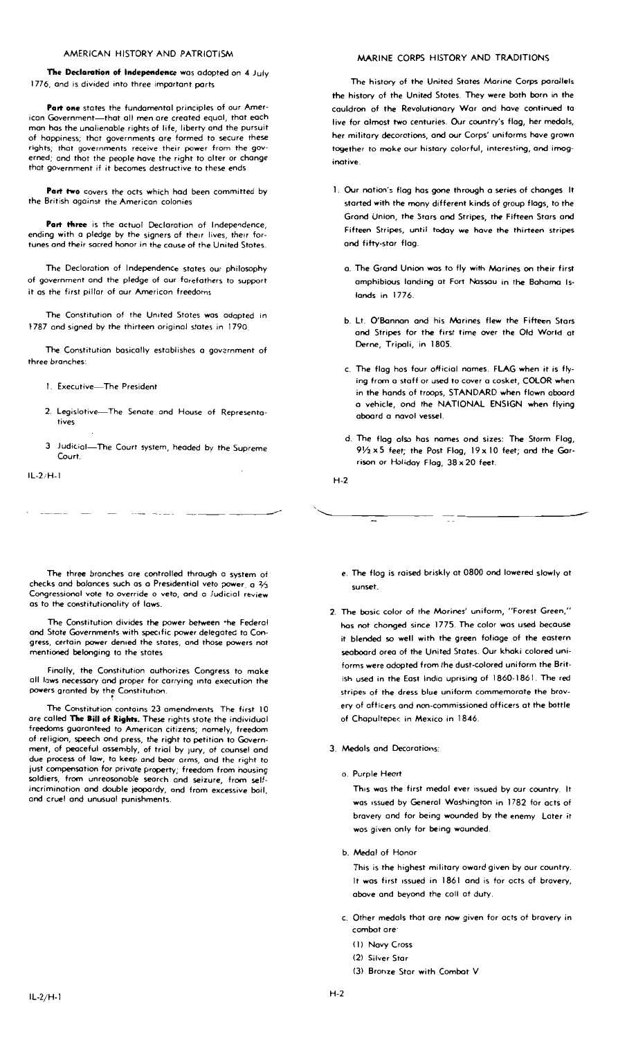## AMERICAN HISTORY AND PATRIOTISM

**The Declaration of Independence** was adopted on 4 July 1776, and is divided into three important parts

**Part one** states the fundamental principles of our American Government—that all men are created equal, that each man has the unalienable rights of life, liberty and the pursuit of happiness; that governments are formed to secure these rights; that governments receive their power from the governed; and that the people have the right to alter or change that government if it becomes destructive to these ends

**Part two** covers the acts which had been committed by the British against the American colonies

**Part three** is the actual Declaration of Independence, ending with a pledge by the signers of their lives, their fortunes and their sacred honor in the cause of the United States.

The Declaration of Independence states our philosophy of government and the pledge of our forefathers to support it as the first pillar of our American freedoms

The Constitution of the United States was adopted in 1787 and signed by the thirteen original states in 1790.

The Constitution basically establishes a government of three branches:

1. Executive—The President
2. Legislative—The Senate and House of Representatives
3. Judicial—The Court system, headed by the Supreme Court.

The three branches are controlled through a system of checks and balances such as a Presidential veto power, a ⅔ Congressional vote to override a veto, and a Judicial review as to the constitutionality of laws.

The Constitution divides the power between the Federal and State Governments with specific power delegated to Congress, certain power denied the states, and those powers not mentioned belonging to the states

Finally, the Constitution authorizes Congress to make all laws necessary and proper for carrying into execution the powers granted by the Constitution.

The Constitution contains 23 amendments. The first 10 are called **The Bill of Rights.** These rights state the individual freedoms guaranteed to American citizens; namely, freedom of religion, speech and press, the right to petition to Government, of peaceful assembly, of trial by jury, of counsel and due process of law, to keep and bear arms, and the right to just compensation for private property; freedom from housing soldiers, from unreasonable search and seizure, from self-incrimination and double jeopardy, and from excessive bail, and cruel and unusual punishments.

## MARINE CORPS HISTORY AND TRADITIONS

The history of the United States Marine Corps parallels the history of the United States. They were both born in the cauldron of the Revolutionary War and have continued to live for almost two centuries. Our country's flag, her medals, her military decorations, and our Corps' uniforms have grown together to make our history colorful, interesting, and imaginative.

1. Our nation's flag has gone through a series of changes. It started with the many different kinds of group flags, to the Grand Union, the Stars and Stripes, the Fifteen Stars and Fifteen Stripes, until today we have the thirteen stripes and fifty-star flag.
   a. The Grand Union was to fly with Marines on their first amphibious landing at Fort Nassau in the Bahama Islands in 1776.
   b. Lt. O'Bannon and his Marines flew the Fifteen Stars and Stripes for the first time over the Old World at Derne, Tripoli, in 1805.
   c. The flag has four official names. FLAG when it is flying from a staff or used to cover a casket, COLOR when in the hands of troops, STANDARD when flown aboard a vehicle, and the NATIONAL ENSIGN when flying aboard a naval vessel.
   d. The flag also has names and sizes: The Storm Flag, 9½ x 5 feet; the Post Flag, 19 x 10 feet; and the Garrison or Holiday Flag, 38 x 20 feet.
   e. The flag is raised briskly at 0800 and lowered slowly at sunset.
2. The basic color of the Marines' uniform, "Forest Green," has not changed since 1775. The color was used because it blended so well with the green foliage of the eastern seaboard area of the United States. Our khaki colored uniforms were adopted from the dust-colored uniform the British used in the East India uprising of 1860-1861. The red stripes of the dress blue uniform commemorate the bravery of officers and non-commissioned officers at the battle of Chapultepec in Mexico in 1846.
3. Medals and Decorations:
   a. Purple Heart

      This was the first medal ever issued by our country. It was issued by General Washington in 1782 for acts of bravery and for being wounded by the enemy. Later it was given only for being wounded.
   b. Medal of Honor

      This is the highest military award given by our country. It was first issued in 1861 and is for acts of bravery, above and beyond the call of duty.
   c. Other medals that are now given for acts of bravery in combat are:
      (1) Navy Cross
      (2) Silver Star
      (3) Bronze Star with Combat V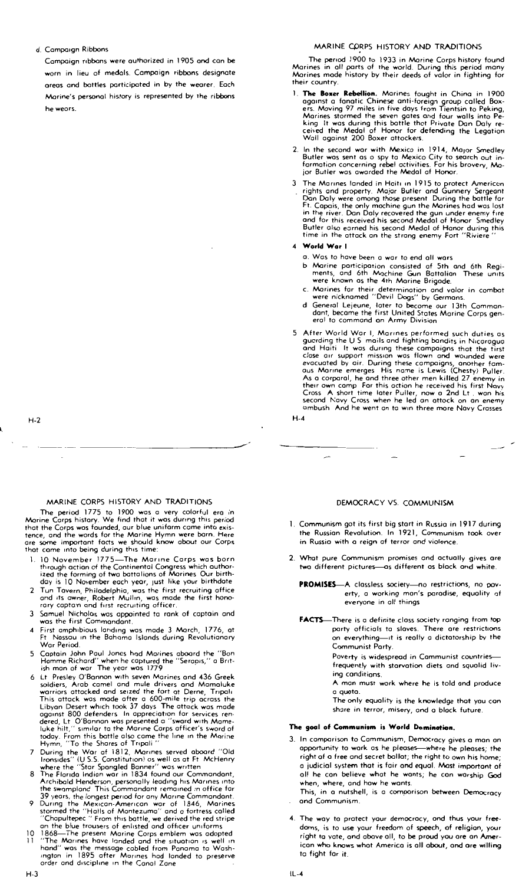d. Campaign Ribbons

Campaign ribbons were authorized in 1905 and can be worn in lieu of medals. Campaign ribbons designate areas and battles participated in by the wearer. Each Marine's personal history is represented by the ribbons he wears.

## MARINE CORPS HISTORY AND TRADITIONS

The period 1900 to 1933 in Marine Corps history found Marines in all parts of the world. During this period many Marines made history by their deeds of valor in fighting for their country.

1. **The Boxer Rebellion.** Marines fought in China in 1900 against a fanatic Chinese anti-foreign group called Boxers. Moving 97 miles in five days from Tientsin to Peking, Marines stormed the seven gates and four walls into Peking. It was during this battle that Private Dan Daly received the Medal of Honor for defending the Legation Wall against 200 Boxer attackers.
2. In the second war with Mexico in 1914, Major Smedley Butler was sent as a spy to Mexico City to search out information concerning rebel activities. For his bravery, Major Butler was awarded the Medal of Honor.
3. The Marines landed in Haiti in 1915 to protect American rights and property. Major Butler and Gunnery Sergeant Dan Daly were among those present. During the battle for Ft. Capois, the only machine gun the Marines had was lost in the river. Dan Daly recovered the gun under enemy fire and for this received his second Medal of Honor. Smedley Butler also earned his second Medal of Honor during this time in the attack on the strong enemy Fort "Riviere."
4. **World War I**
   a. Was to have been a war to end all wars.
   b. Marine participation consisted of 5th and 6th Regiments, and 6th Machine Gun Battalion. These units were known as the 4th Marine Brigade.
   c. Marines for their determination and valor in combat were nicknamed "Devil Dogs" by Germans.
   d. General Lejeune, later to become our 13th Commandant, became the first United States Marine Corps general to command an Army Division.
5. After World War I, Marines performed such duties as guarding the U.S. mails and fighting bandits in Nicaragua and Haiti. It was during these campaigns that the first close air support mission was flown and wounded were evacuated by air. During these campaigns, another famous Marine emerges. His name is Lewis (Chesty) Puller. As a corporal, he and three other men killed 27 enemy in their own camp. For this action he received his first Navy Cross. A short time later Puller, now a 2nd Lt., won his second Navy Cross when he led an attack on an enemy ambush. And he went on to win three more Navy Crosses.

## MARINE CORPS HISTORY AND TRADITIONS

The period 1775 to 1900 was a very colorful era in Marine Corps history. We find that it was during this period that the Corps was founded, our blue uniform came into existence, and the words for the Marine Hymn were born. Here are some important facts we should know about our Corps that came into being during this time:

1. 10 November 1775—The Marine Corps was born through action of the Continental Congress which authorized the forming of two battalions of Marines. Our birthday is 10 November each year, just like your birthday.
2. Tun Tavern, Philadelphia, was the first recruiting office and its owner, Robert Mullin, was made the first honorary captain and first recruiting officer.
3. Samuel Nicholas was appointed to rank of captain and was the first Commandant.
4. First amphibious landing was made 3 March, 1776, at Ft. Nassau in the Bahama Islands during Revolutionary War Period.
5. Captain John Paul Jones had Marines aboard the "Bon Homme Richard" when he captured the "Serapis," a British man of war. The year was 1779.
6. Lt. Presley O'Bannon with seven Marines and 436 Greek soldiers, Arab camel and mule drivers and Mamaluke warriors attacked and seized the fort at Derne, Tripoli. This attack was made after a 600-mile trip across the Libyan Desert which took 37 days. The attack was made against 800 defenders. In appreciation for services rendered, Lt. O'Bannon was presented a "sword with Mameluke hilt," similar to the Marine Corps officer's sword of today. From this battle also came the line in the Marine Hymn, "To the Shores of Tripoli."
7. During the War of 1812, Marines served aboard "Old Ironsides" (U.S.S. Constitution) as well as at Ft. McHenry where the "Star Spangled Banner" was written.
8. The Florida Indian war in 1834 found our Commandant, Archibald Henderson, personally leading his Marines into the swampland. This Commandant remained in office for 39 years, the longest period for any Marine Commandant.
9. During the Mexican-American war of 1846, Marines stormed the "Halls of Montezuma" and a fortress called "Chapultepec." From this battle, we derived the red stripe on the blue trousers of enlisted and officer uniforms.
10. 1868—The present Marine Corps emblem was adopted.
11. "The Marines have landed and the situation is well in hand" was the message cabled from Panama to Washington in 1895 after Marines had landed to preserve order and discipline in the Canal Zone.

## DEMOCRACY VS. COMMUNISM

1. Communism got its first big start in Russia in 1917 during the Russian Revolution. In 1921, Communism took over in Russia with a reign of terror and violence.
2. What pure Communism promises and actually gives are two different pictures—as different as black and white.

   **PROMISES**—A classless society—no restrictions, no poverty, a working man's paradise, equality of everyone in all things.

   **FACTS**—There is a definite class society ranging from top party officials to slaves. There are restrictions on everything—it is really a dictatorship by the Communist Party.

   Poverty is widespread in Communist countries—frequently with starvation diets and squalid living conditions.

   A man must work where he is told and produce a quota.

   The only equality is the knowledge that you can share in terror, misery, and a black future.

**The goal of Communism is World Domination.**

3. In comparison to Communism, Democracy gives a man an opportunity to work as he pleases—where he pleases; the right of a free and secret ballot; the right to own his home; a judicial system that is fair and equal. Most important of all he can believe what he wants; he can worship God when, where, and how he wants.

   This, in a nutshell, is a comparison between Democracy and Communism.

4. The way to protect your democracy, and thus your freedoms, is to use your freedom of speech, of religion, your right to vote, and above all, to be proud you are an American who knows what America is all about, and are willing to fight for it.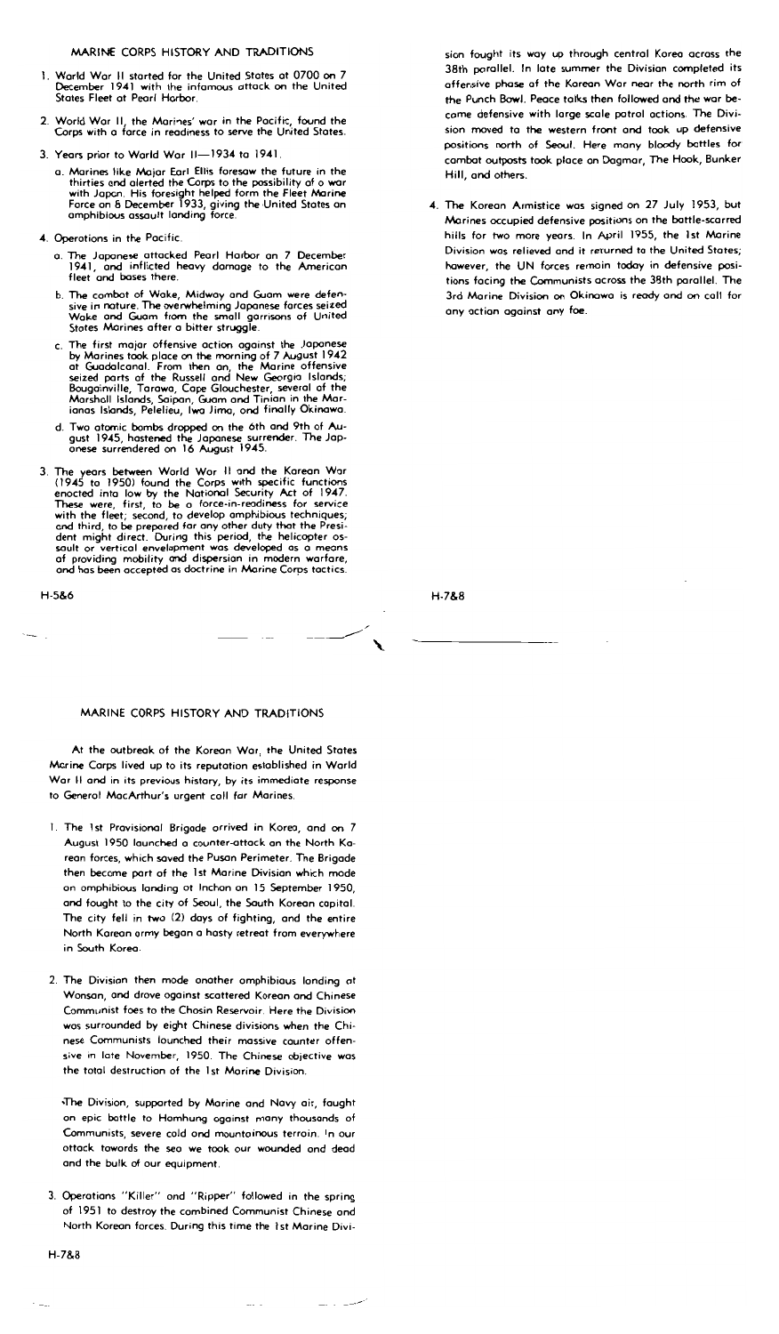## MARINE CORPS HISTORY AND TRADITIONS

1. World War II started for the United States at 0700 on 7 December 1941 with the infamous attack on the United States Fleet at Pearl Harbor.

2. World War II, the Marines' war in the Pacific, found the Corps with a force in readiness to serve the United States.

3. Years prior to World War II—1934 to 1941.

   a. Marines like Major Earl Ellis foresaw the future in the thirties and alerted the Corps to the possibility of a war with Japan. His foresight helped form the Fleet Marine Force on 8 December 1933, giving the United States an amphibious assault landing force.

4. Operations in the Pacific.

   a. The Japanese attacked Pearl Harbor on 7 December 1941, and inflicted heavy damage to the American fleet and bases there.

   b. The combat of Wake, Midway and Guam were defensive in nature. The overwhelming Japanese forces seized Wake and Guam from the small garrisons of United States Marines after a bitter struggle.

   c. The first major offensive action against the Japanese by Marines took place on the morning of 7 August 1942 at Guadalcanal. From then on, the Marine offensive seized parts of the Russell and New Georgia Islands; Bougainville, Tarawa, Cape Glouchester, several of the Marshall Islands, Saipan, Guam and Tinian in the Marianas Islands, Pelelieu, Iwo Jima, and finally Okinawa.

   d. Two atomic bombs dropped on the 6th and 9th of August 1945, hastened the Japanese surrender. The Japanese surrendered on 16 August 1945.

3. The years between World War II and the Korean War (1945 to 1950) found the Corps with specific functions enacted into law by the National Security Act of 1947. These were, first, to be a force-in-readiness for service with the fleet; second, to develop amphibious techniques; and third, to be prepared for any other duty that the President might direct. During this period, the helicopter assault or vertical envelopment was developed as a means of providing mobility and dispersion in modern warfare, and has been accepted as doctrine in Marine Corps tactics.

H-5&6

## MARINE CORPS HISTORY AND TRADITIONS

At the outbreak of the Korean War, the United States Marine Corps lived up to its reputation established in World War II and in its previous history, by its immediate response to General MacArthur's urgent call for Marines.

1. The 1st Provisional Brigade arrived in Korea, and on 7 August 1950 launched a counter-attack on the North Korean forces, which saved the Pusan Perimeter. The Brigade then become part of the 1st Marine Division which made an amphibious landing at Inchon on 15 September 1950, and fought to the city of Seoul, the South Korean capital. The city fell in two (2) days of fighting, and the entire North Korean army began a hasty retreat from everywhere in South Korea.

2. The Division then made another amphibious landing at Wonsan, and drove against scattered Korean and Chinese Communist foes to the Chosin Reservoir. Here the Division was surrounded by eight Chinese divisions when the Chinese Communists launched their massive counter offensive in late November, 1950. The Chinese objective was the total destruction of the 1st Marine Division.

   The Division, supported by Marine and Navy air, fought an epic battle to Hamhung against many thousands of Communists, severe cold and mountainous terrain. In our attack towards the sea we took our wounded and dead and the bulk of our equipment.

3. Operations "Killer" and "Ripper" followed in the spring of 1951 to destroy the combined Communist Chinese and North Korean forces. During this time the 1st Marine Division fought its way up through central Korea across the 38th parallel. In late summer the Division completed its offensive phase of the Korean War near the north rim of the Punch Bowl. Peace talks then followed and the war became defensive with large scale patrol actions. The Division moved to the western front and took up defensive positions north of Seoul. Here many bloody battles for combat outposts took place on Dagmar, The Hook, Bunker Hill, and others.

4. The Korean Armistice was signed on 27 July 1953, but Marines occupied defensive positions on the battle-scarred hills for two more years. In April 1955, the 1st Marine Division was relieved and it returned to the United States; however, the UN forces remain today in defensive positions facing the Communists across the 38th parallel. The 3rd Marine Division on Okinawa is ready and on call for any action against any foe.

H-7&8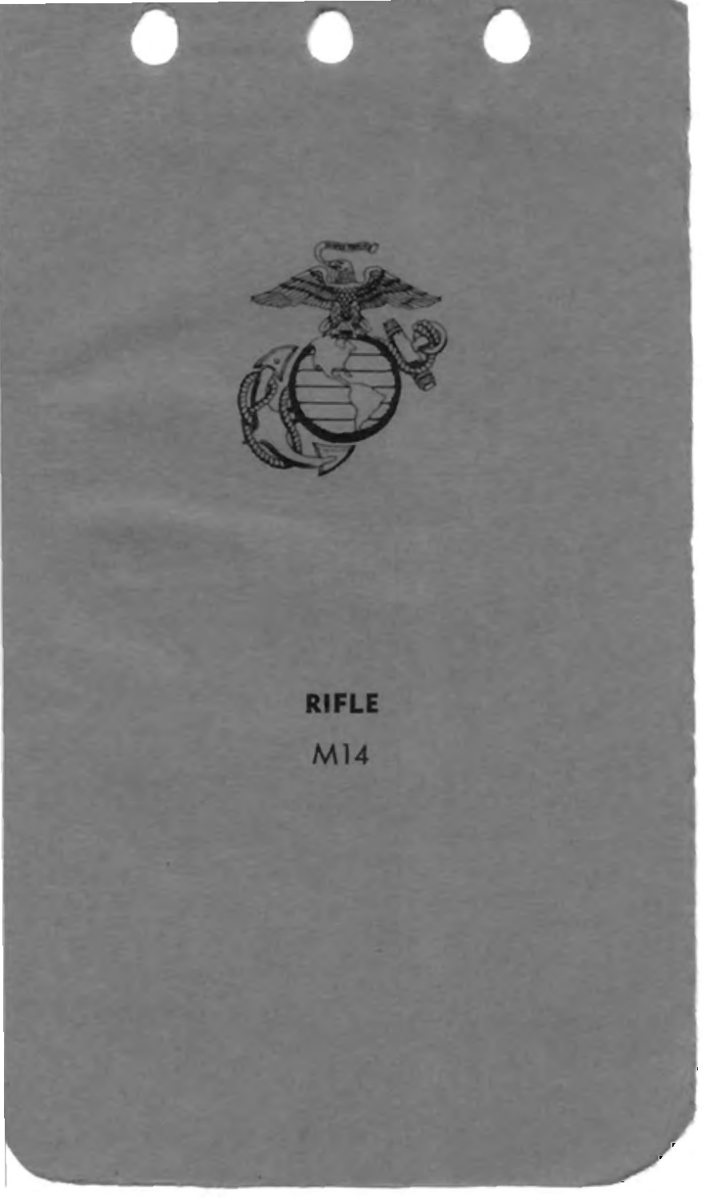**RIFLE**

M14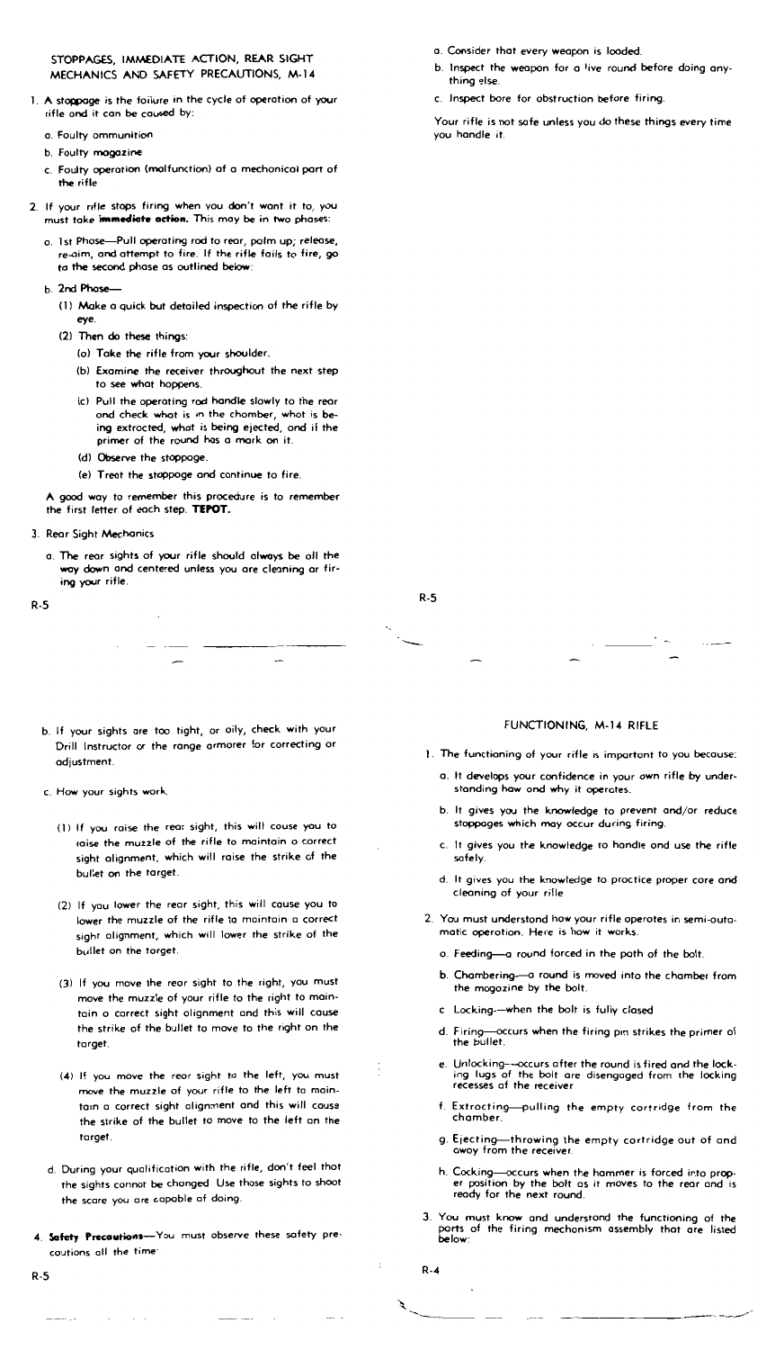## STOPPAGES, IMMEDIATE ACTION, REAR SIGHT MECHANICS AND SAFETY PRECAUTIONS, M-14

1. A stoppage is the failure in the cycle of operation of your rifle and it can be caused by:
   a. Faulty ammunition
   b. Faulty magazine
   c. Faulty operation (malfunction) of a mechanical part of the rifle

2. If your rifle stops firing when you don't want it to, you must take **immediate action.** This may be in two phases:
   a. 1st Phase—Pull operating rod to rear, palm up; release, re-aim, and attempt to fire. If the rifle fails to fire, go to the second phase as outlined below:
   b. 2nd Phase—
      (1) Make a quick but detailed inspection of the rifle by eye.
      (2) Then do these things:
         (a) Take the rifle from your shoulder.
         (b) Examine the receiver throughout the next step to see what happens.
         (c) Pull the operating rod handle slowly to the rear and check what is in the chamber, what is being extracted, what is being ejected, and if the primer of the round has a mark on it.
         (d) Observe the stoppage.
         (e) Treat the stoppage and continue to fire.

   A good way to remember this procedure is to remember the first letter of each step. **TEPOT.**

3. Rear Sight Mechanics
   a. The rear sights of your rifle should always be all the way down and centered unless you are cleaning or firing your rifle.
   b. If your sights are too tight, or oily, check with your Drill Instructor or the range armorer for correcting or adjustment.
   c. How your sights work.
      (1) If you raise the rear sight, this will cause you to raise the muzzle of the rifle to maintain a correct sight alignment, which will raise the strike of the bullet on the target.
      (2) If you lower the rear sight, this will cause you to lower the muzzle of the rifle to maintain a correct sight alignment, which will lower the strike of the bullet on the target.
      (3) If you move the rear sight to the right, you must move the muzzle of your rifle to the right to maintain a correct sight alignment and this will cause the strike of the bullet to move to the right on the target.
      (4) If you move the rear sight to the left, you must move the muzzle of your rifle to the left to maintain a correct sight alignment and this will cause the strike of the bullet to move to the left on the target.
   d. During your qualification with the rifle, don't feel that the sights cannot be changed. Use those sights to shoot the score you are capable of doing.

4. **Safety Precautions**—You must observe these safety precautions all the time:
   a. Consider that every weapon is loaded.
   b. Inspect the weapon for a live round before doing anything else.
   c. Inspect bore for obstruction before firing.

   Your rifle is not safe unless you do these things every time you handle it.

## FUNCTIONING, M-14 RIFLE

1. The functioning of your rifle is important to you because:
   a. It develops your confidence in your own rifle by understanding how and why it operates.
   b. It gives you the knowledge to prevent and/or reduce stoppages which may occur during firing.
   c. It gives you the knowledge to handle and use the rifle safely.
   d. It gives you the knowledge to practice proper care and cleaning of your rifle.

2. You must understand how your rifle operates in semi-automatic operation. Here is how it works.
   a. Feeding—a round forced in the path of the bolt.
   b. Chambering—a round is moved into the chamber from the magazine by the bolt.
   c. Locking—when the bolt is fully closed
   d. Firing—occurs when the firing pin strikes the primer of the bullet.
   e. Unlocking—occurs after the round is fired and the locking lugs of the bolt are disengaged from the locking recesses of the receiver
   f. Extracting—pulling the empty cartridge from the chamber.
   g. Ejecting—throwing the empty cartridge out of and away from the receiver.
   h. Cocking—occurs when the hammer is forced into proper position by the bolt as it moves to the rear and is ready for the next round.

3. You must know and understand the functioning of the parts of the firing mechanism assembly that are listed below: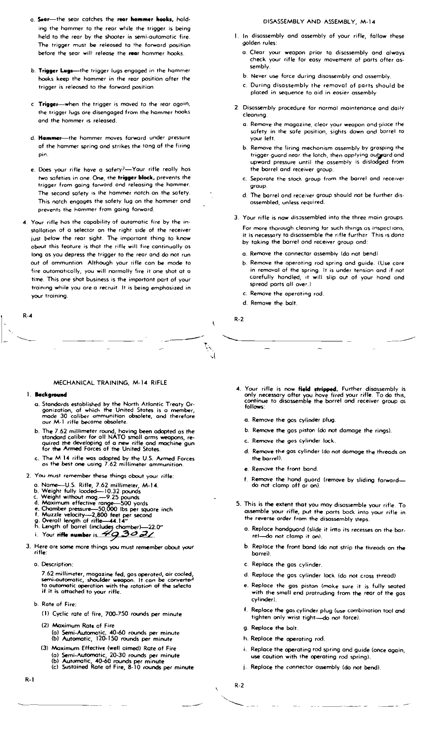a. **Sear**—the sear catches the **rear hammer hooks,** holding the hammer to the rear while the trigger is being held to the rear by the shooter in semi-automatic fire. The trigger must be released to the forward position before the sear will release the **rear** hammer hooks.

b. **Trigger Lugs**—the trigger lugs engaged in the hammer hooks keep the hammer in the rear position after the trigger is released to the forward position.

c. **Trigger**—when the trigger is moved to the rear again, the trigger lugs are disengaged from the hammer hooks and the hammer is released.

d. **Hammer**—the hammer moves forward under pressure of the hammer spring and strikes the tang of the firing pin.

e. Does your rifle have a safety?—Your rifle really has two safeties in one. One, the **trigger block,** prevents the trigger from going forward and releasing the hammer. The second safety is the hammer notch on the safety. This notch engages the safety lug on the hammer and prevents the hammer from going forward.

4. Your rifle has the capability of automatic fire by the installation of a selector on the right side of the receiver just below the rear sight. The important thing to know about this feature is that the rifle will fire continually as long as you depress the trigger to the rear and do not run out of ammunition. Although your rifle can be made to fire automatically, you will normally fire it one shot at a time. This one shot business is the important part of your training while you are a recruit. It is being emphasized in your training.

## DISASSEMBLY AND ASSEMBLY, M-14

1. In disassembly and assembly of your rifle, follow these golden rules:
   - a. Clear your weapon prior to disassembly and always check your rifle for easy movement of parts after assembly.
   - b. Never use force during disassembly and assembly.
   - c. During disassembly the removal of parts should be placed in sequence to aid in easier assembly.

2. Disassembly procedure for normal maintenance and daily cleaning.
   - a. Remove the magazine, clear your weapon and place the safety in the safe position, sights down and barrel to your left.
   - b. Remove the firing mechanism assembly by grasping the trigger guard near the latch, then applying outward and upward pressure until the assembly is dislodged from the barrel and receiver group.
   - c. Separate the stock group from the barrel and receiver group.
   - d. The barrel and receiver group should not be further disassembled, unless required.

3. Your rifle is now disassembled into the three main groups.

   For more thorough cleaning for such things as inspections, it is necessary to disassemble the rifle further. This is done by taking the barrel and receiver group and:
   - a. Remove the connector assembly (do not bend)
   - b. Remove the operating rod spring and guide. (Use care in removal of the spring. It is under tension and if not carefully handled, it will slip out of your hand and spread parts all over.)
   - c. Remove the operating rod.
   - d. Remove the bolt.

## MECHANICAL TRAINING, M-14 RIFLE

1. **Background**
   - a. Standards established by the North Atlantic Treaty Organization, of which the United States is a member, made 30 caliber ammunition obsolete, and therefore our M-1 rifle became obsolete.
   - b. The 7.62 millimeter round, having been adopted as the standard caliber for all NATO small arms weapons, required the developing of a new rifle and machine gun for the Armed Forces of the United States.
   - c. The M 14 rifle was adopted by the U.S. Armed Forces as the best one using 7.62 millimeter ammunition.

2. You must remember these things about your rifle:
   - a. Name—U.S. Rifle, 7.62 millimeter, M-14.
   - b. Weight fully loaded—10.32 pounds
   - c. Weight without mag.—9.25 pounds
   - d. Maximum effective range—500 yards
   - e. Chamber pressure—50,000 lbs per square inch
   - f. Muzzle velocity—2,800 feet per second
   - g. Overall length of rifle—44.14"
   - h. Length of barrel (includes chamber)—22.0"
   - i. Your **rifle number** is 49321

3. Here are some more things you must remember about your rifle:
   - a. Description:

     7.62 millimeter, magazine fed, gas operated, air cooled, semi-automatic, shoulder weapon. It can be converted to automatic operation with the rotation of the selector if it is attached to your rifle.
   - b. Rate of Fire:
     - (1) Cyclic rate of fire, 700-750 rounds per minute
     - (2) Maximum Rate of Fire
       - (a) Semi-Automatic, 40-60 rounds per minute
       - (b) Automatic, 120-150 rounds per minute
     - (3) Maximum Effective (well aimed) Rate of Fire
       - (a) Semi-Automatic, 20-30 rounds per minute
       - (b) Automatic, 40-60 rounds per minute
       - (c) Sustained Rate of Fire, 8-10 rounds per minute

4. Your rifle is now **field stripped.** Further disassembly is only necessary after you have fired your rifle. To do this, continue to disassemble the barrel and receiver group as follows:
   - a. Remove the gas cylinder plug.
   - b. Remove the gas piston (do not damage the rings).
   - c. Remove the gas cylinder lock.
   - d. Remove the gas cylinder (do not damage the threads on the barrel).
   - e. Remove the front band.
   - f. Remove the hand guard (remove by sliding forward—do not clamp off or on).

5. This is the extent that you may disassemble your rifle. To assemble your rifle, put the parts back into your rifle in the reverse order from the disassembly steps.
   - a. Replace handguard (slide it into its recesses on the barrel—do not clamp it on).
   - b. Replace the front band (do not strip the threads on the barrel).
   - c. Replace the gas cylinder.
   - d. Replace the gas cylinder lock (do not cross thread)
   - e. Replace the gas piston (make sure it is fully seated with the small end protruding from the rear of the gas cylinder).
   - f. Replace the gas cylinder plug (use combination tool and tighten only wrist tight—do not force).
   - g. Replace the bolt.
   - h. Replace the operating rod.
   - i. Replace the operating rod spring and guide (once again, use caution with the operating rod spring).
   - j. Replace the connector assembly (do not bend).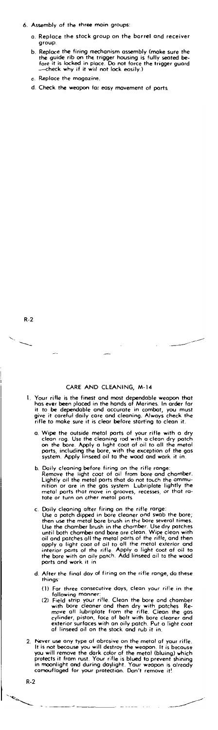6. Assembly of the three main groups:

   a. Replace the stock group on the barrel and receiver group.

   b. Replace the firing mechanism assembly (make sure the the guide rib on the trigger housing is fully seated before it is locked in place. Do not force the trigger guard —check why if it will not lock easily.)

   c. Replace the magazine.

   d. Check the weapon for easy movement of parts.

## CARE AND CLEANING, M-14

1. Your rifle is the finest and most dependable weapon that has ever been placed in the hands of Marines. In order for it to be dependable and accurate in combat, you must give it careful daily care and cleaning. Always check the rifle to make sure it is clear before starting to clean it.

   a. Wipe the outside metal parts of your rifle with a dry clean rag. Use the cleaning rod with a clean dry patch on the bore. Apply a light coat of oil to all the metal parts, including the bore, with the exception of the gas system. Apply linseed oil to the wood and work it in.

   b. Daily cleaning before firing on the rifle range: Remove the light coat of oil from bore and chamber. Lightly oil the metal parts that do not touch the ammunition or are in the gas system. Lubriplate lightly the metal parts that move in grooves, recesses, or that rotate or turn on other metal parts.

   c. Daily cleaning after firing on the rifle range: Use a patch dipped in bore cleaner and swab the bore; then use the metal bore brush in the bore several times. Use the chamber brush in the chamber. Use dry patches until both chamber and bore are clean. Wipe clean with oil and patches all the metal parts of the rifle, and then apply a light coat of oil to all the metal exterior and interior parts of the rifle. Apply a light coat of oil to the bore with an oily patch. Add linseed oil to the wood parts and work it in.

   d. After the final day of firing on the rifle range, do these things:

      (1) For three consecutive days, clean your rifle in the following manner:

      (2) Field strip your rifle. Clean the bore and chamber with bore cleaner and then dry with patches. Remove all lubriplate from the rifle. Clean the gas cylinder, piston, face of bolt with bore cleaner and exterior surfaces with an oily patch. Put a light coat of linseed oil on the stock and rub it in.

2. Never use any type of abrasive on the metal of your rifle. It is not because you will destroy the weapon. It is because you will remove the dark color of the metal (bluing) which protects it from rust. Your rifle is blued to prevent shining in moonlight and during daylight. Your weapon is already camouflaged for your protection. Don't remove it!